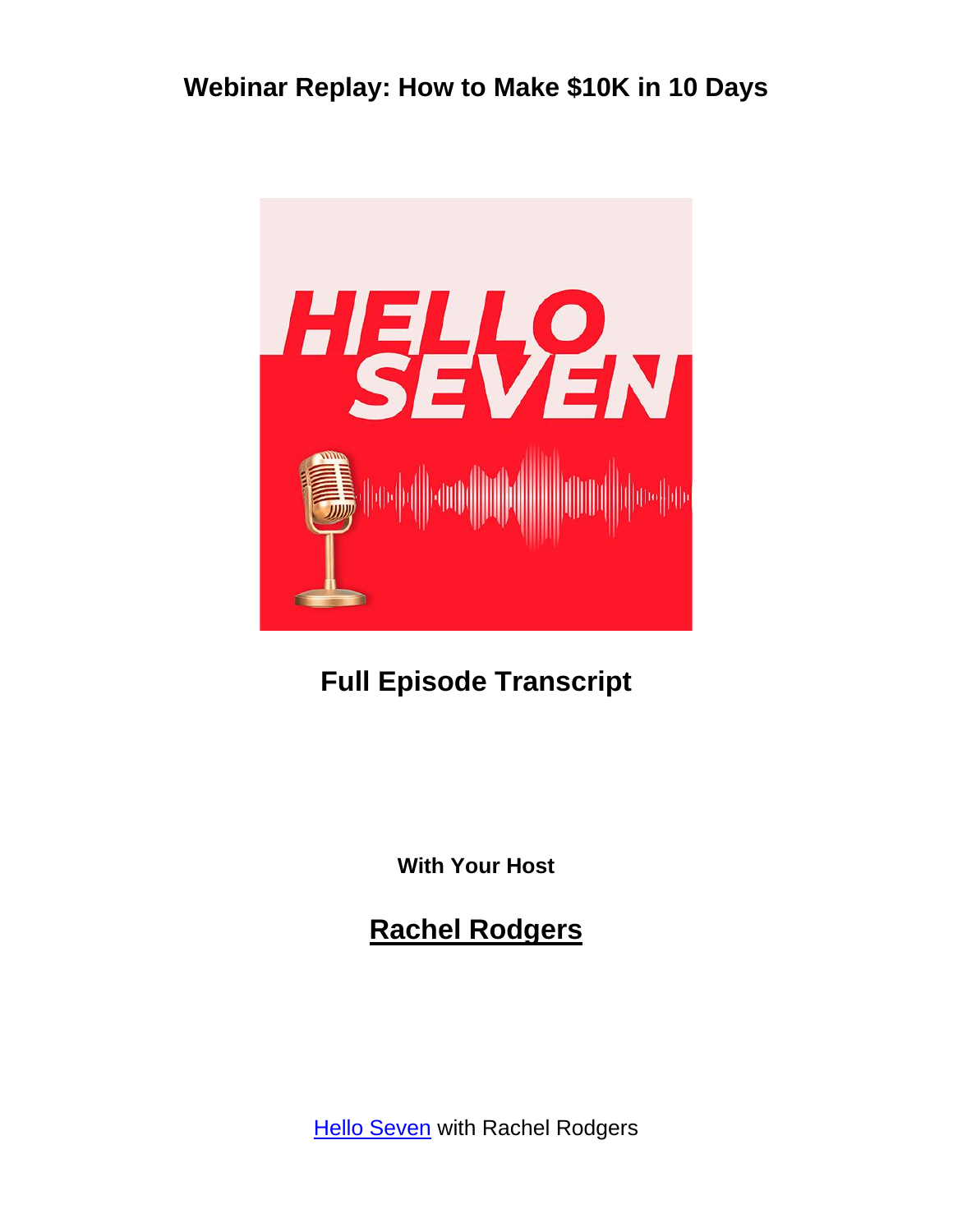# Webinar Replay: How to Make $10K in 10 Days

## Full Episode Transcript

**With Your Host**

## Rachel Rodgers

Hello Seven with Rachel Rodgers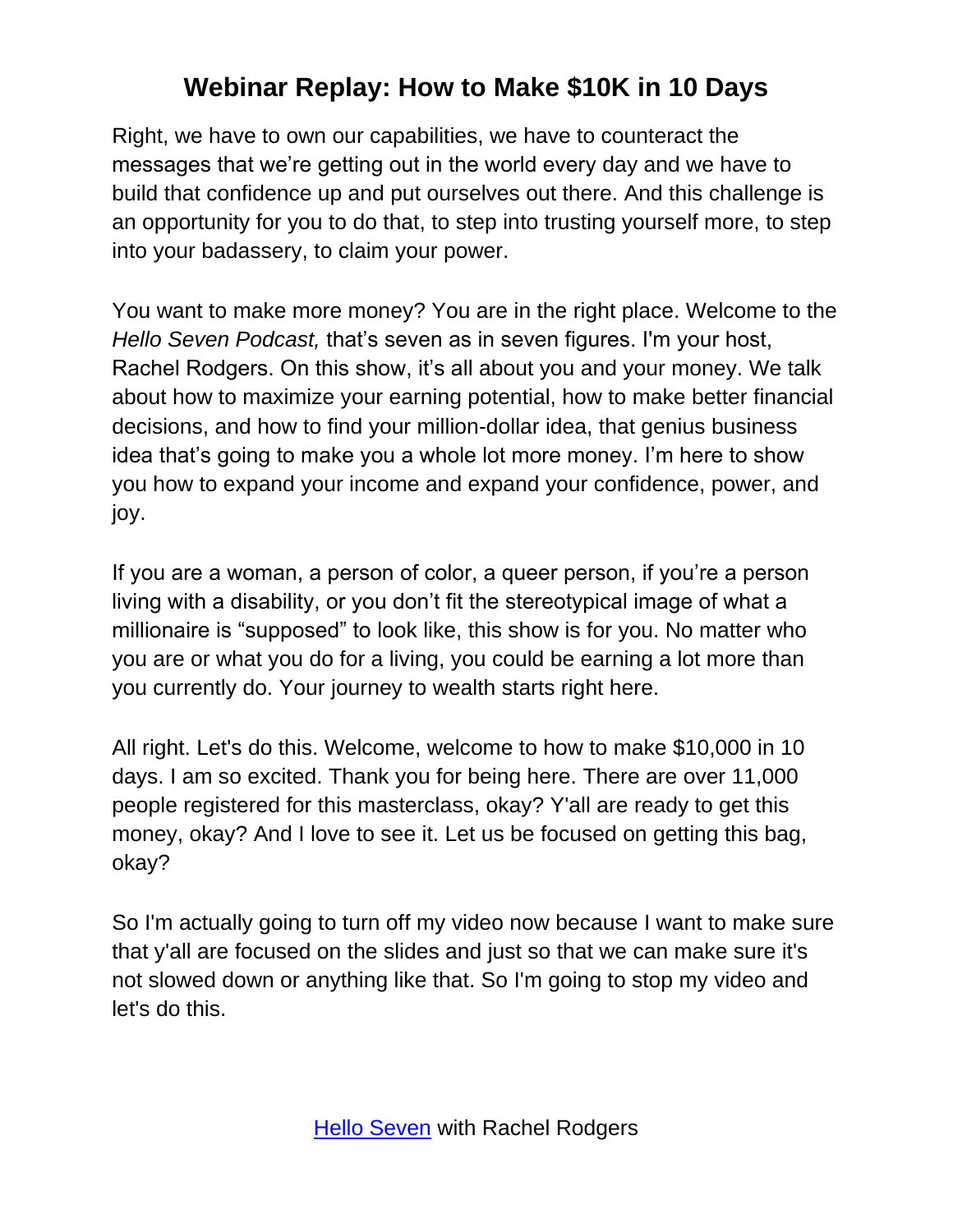Right, we have to own our capabilities, we have to counteract the messages that we're getting out in the world every day and we have to build that confidence up and put ourselves out there. And this challenge is an opportunity for you to do that, to step into trusting yourself more, to step into your badassery, to claim your power.

You want to make more money? You are in the right place. Welcome to the *Hello Seven Podcast,* that's seven as in seven figures. I'm your host, Rachel Rodgers. On this show, it's all about you and your money. We talk about how to maximize your earning potential, how to make better financial decisions, and how to find your million-dollar idea, that genius business idea that's going to make you a whole lot more money. I'm here to show you how to expand your income and expand your confidence, power, and joy.

If you are a woman, a person of color, a queer person, if you're a person living with a disability, or you don't fit the stereotypical image of what a millionaire is "supposed" to look like, this show is for you. No matter who you are or what you do for a living, you could be earning a lot more than you currently do. Your journey to wealth starts right here.

All right. Let's do this. Welcome, welcome to how to make $10,000 in 10 days. I am so excited. Thank you for being here. There are over 11,000 people registered for this masterclass, okay? Y'all are ready to get this money, okay? And I love to see it. Let us be focused on getting this bag, okay?

So I'm actually going to turn off my video now because I want to make sure that y'all are focused on the slides and just so that we can make sure it's not slowed down or anything like that. So I'm going to stop my video and let's do this.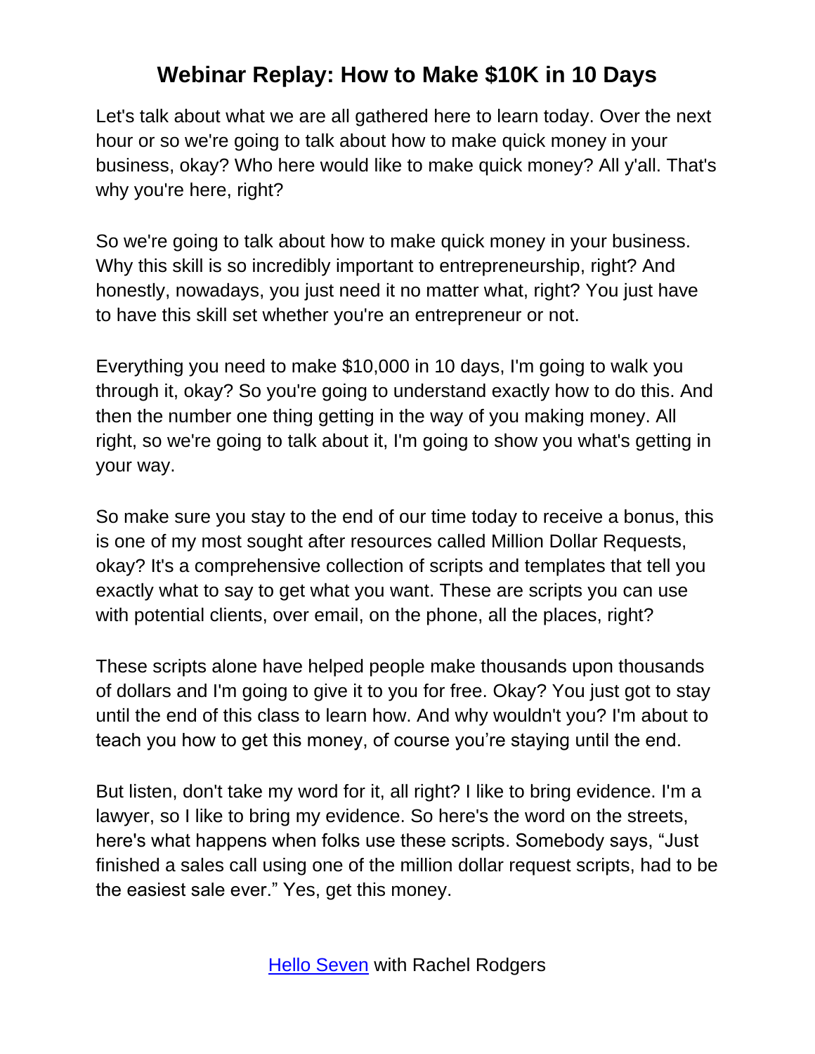# Webinar Replay: How to Make $10K in 10 Days

Let's talk about what we are all gathered here to learn today. Over the next hour or so we're going to talk about how to make quick money in your business, okay? Who here would like to make quick money? All y'all. That's why you're here, right?

So we're going to talk about how to make quick money in your business. Why this skill is so incredibly important to entrepreneurship, right? And honestly, nowadays, you just need it no matter what, right? You just have to have this skill set whether you're an entrepreneur or not.

Everything you need to make $10,000 in 10 days, I'm going to walk you through it, okay? So you're going to understand exactly how to do this. And then the number one thing getting in the way of you making money. All right, so we're going to talk about it, I'm going to show you what's getting in your way.

So make sure you stay to the end of our time today to receive a bonus, this is one of my most sought after resources called Million Dollar Requests, okay? It's a comprehensive collection of scripts and templates that tell you exactly what to say to get what you want. These are scripts you can use with potential clients, over email, on the phone, all the places, right?

These scripts alone have helped people make thousands upon thousands of dollars and I'm going to give it to you for free. Okay? You just got to stay until the end of this class to learn how. And why wouldn't you? I'm about to teach you how to get this money, of course you're staying until the end.

But listen, don't take my word for it, all right? I like to bring evidence. I'm a lawyer, so I like to bring my evidence. So here's the word on the streets, here's what happens when folks use these scripts. Somebody says, "Just finished a sales call using one of the million dollar request scripts, had to be the easiest sale ever." Yes, get this money.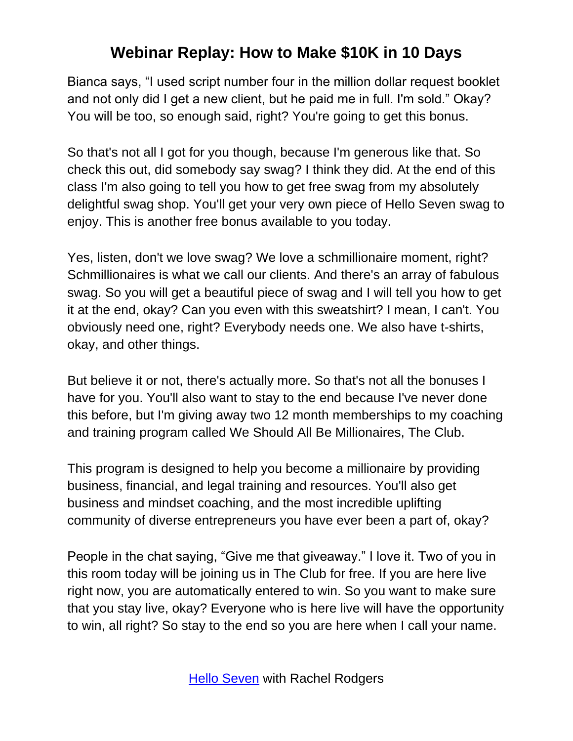Bianca says, “I used script number four in the million dollar request booklet and not only did I get a new client, but he paid me in full. I'm sold.” Okay? You will be too, so enough said, right? You're going to get this bonus.

So that's not all I got for you though, because I'm generous like that. So check this out, did somebody say swag? I think they did. At the end of this class I'm also going to tell you how to get free swag from my absolutely delightful swag shop. You'll get your very own piece of Hello Seven swag to enjoy. This is another free bonus available to you today.

Yes, listen, don't we love swag? We love a schmillionaire moment, right? Schmillionaires is what we call our clients. And there's an array of fabulous swag. So you will get a beautiful piece of swag and I will tell you how to get it at the end, okay? Can you even with this sweatshirt? I mean, I can't. You obviously need one, right? Everybody needs one. We also have t-shirts, okay, and other things.

But believe it or not, there's actually more. So that's not all the bonuses I have for you. You'll also want to stay to the end because I've never done this before, but I'm giving away two 12 month memberships to my coaching and training program called We Should All Be Millionaires, The Club.

This program is designed to help you become a millionaire by providing business, financial, and legal training and resources. You'll also get business and mindset coaching, and the most incredible uplifting community of diverse entrepreneurs you have ever been a part of, okay?

People in the chat saying, “Give me that giveaway.” I love it. Two of you in this room today will be joining us in The Club for free. If you are here live right now, you are automatically entered to win. So you want to make sure that you stay live, okay? Everyone who is here live will have the opportunity to win, all right? So stay to the end so you are here when I call your name.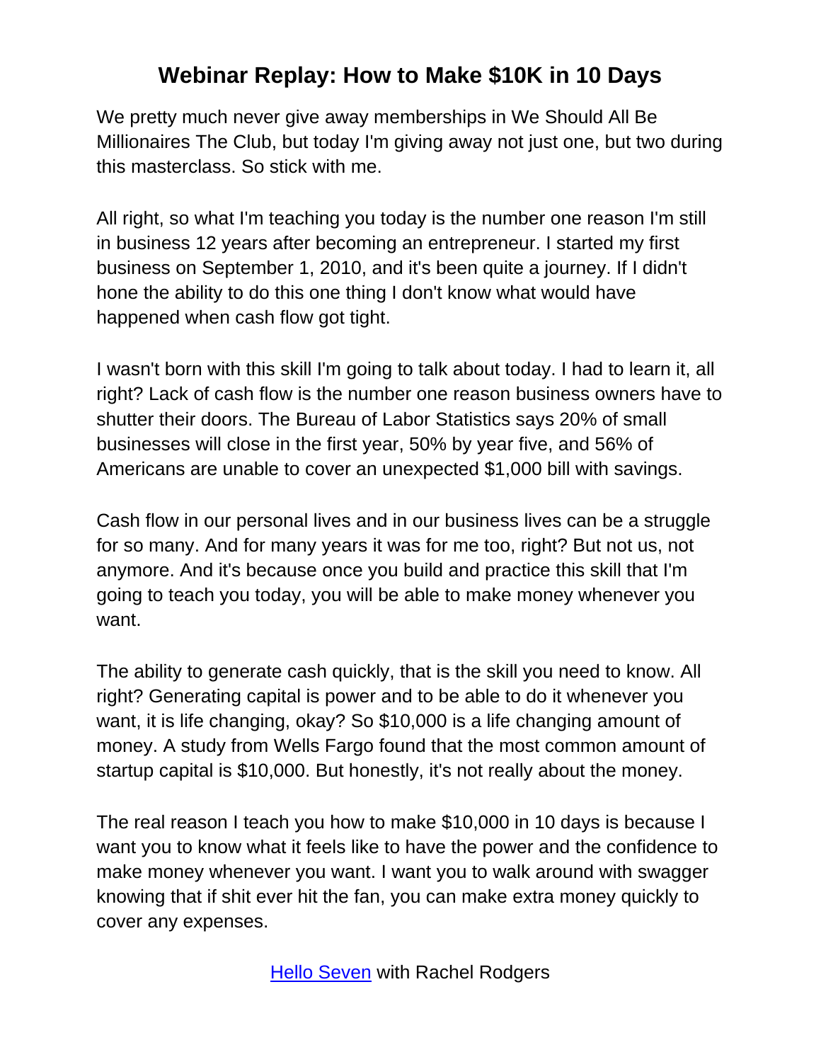We pretty much never give away memberships in We Should All Be Millionaires The Club, but today I'm giving away not just one, but two during this masterclass. So stick with me.

All right, so what I'm teaching you today is the number one reason I'm still in business 12 years after becoming an entrepreneur. I started my first business on September 1, 2010, and it's been quite a journey. If I didn't hone the ability to do this one thing I don't know what would have happened when cash flow got tight.

I wasn't born with this skill I'm going to talk about today. I had to learn it, all right? Lack of cash flow is the number one reason business owners have to shutter their doors. The Bureau of Labor Statistics says 20% of small businesses will close in the first year, 50% by year five, and 56% of Americans are unable to cover an unexpected $1,000 bill with savings.

Cash flow in our personal lives and in our business lives can be a struggle for so many. And for many years it was for me too, right? But not us, not anymore. And it's because once you build and practice this skill that I'm going to teach you today, you will be able to make money whenever you want.

The ability to generate cash quickly, that is the skill you need to know. All right? Generating capital is power and to be able to do it whenever you want, it is life changing, okay? So $10,000 is a life changing amount of money. A study from Wells Fargo found that the most common amount of startup capital is $10,000. But honestly, it's not really about the money.

The real reason I teach you how to make $10,000 in 10 days is because I want you to know what it feels like to have the power and the confidence to make money whenever you want. I want you to walk around with swagger knowing that if shit ever hit the fan, you can make extra money quickly to cover any expenses.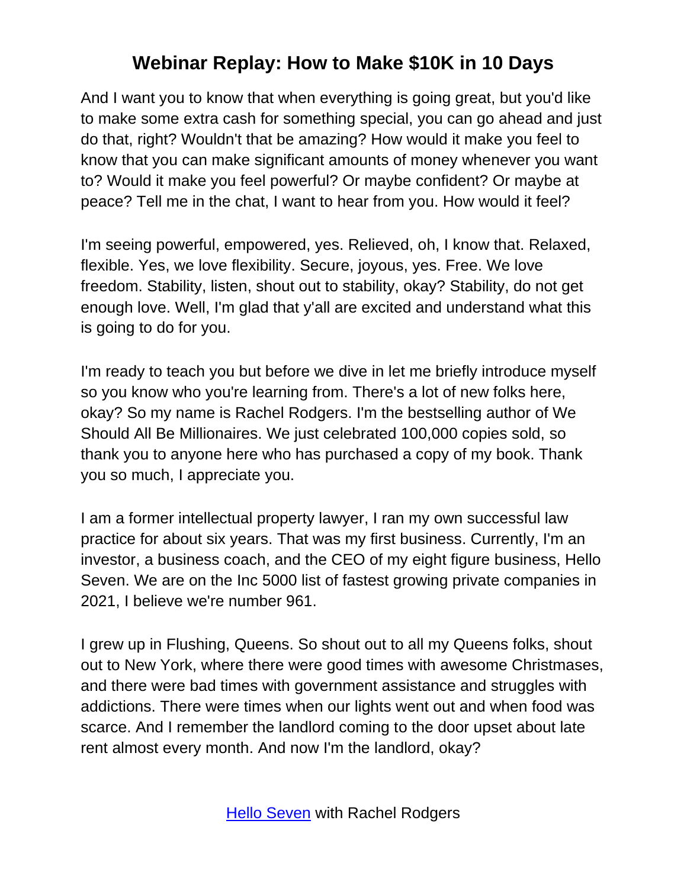And I want you to know that when everything is going great, but you'd like to make some extra cash for something special, you can go ahead and just do that, right? Wouldn't that be amazing? How would it make you feel to know that you can make significant amounts of money whenever you want to? Would it make you feel powerful? Or maybe confident? Or maybe at peace? Tell me in the chat, I want to hear from you. How would it feel?

I'm seeing powerful, empowered, yes. Relieved, oh, I know that. Relaxed, flexible. Yes, we love flexibility. Secure, joyous, yes. Free. We love freedom. Stability, listen, shout out to stability, okay? Stability, do not get enough love. Well, I'm glad that y'all are excited and understand what this is going to do for you.

I'm ready to teach you but before we dive in let me briefly introduce myself so you know who you're learning from. There's a lot of new folks here, okay? So my name is Rachel Rodgers. I'm the bestselling author of We Should All Be Millionaires. We just celebrated 100,000 copies sold, so thank you to anyone here who has purchased a copy of my book. Thank you so much, I appreciate you.

I am a former intellectual property lawyer, I ran my own successful law practice for about six years. That was my first business. Currently, I'm an investor, a business coach, and the CEO of my eight figure business, Hello Seven. We are on the Inc 5000 list of fastest growing private companies in 2021, I believe we're number 961.

I grew up in Flushing, Queens. So shout out to all my Queens folks, shout out to New York, where there were good times with awesome Christmases, and there were bad times with government assistance and struggles with addictions. There were times when our lights went out and when food was scarce. And I remember the landlord coming to the door upset about late rent almost every month. And now I'm the landlord, okay?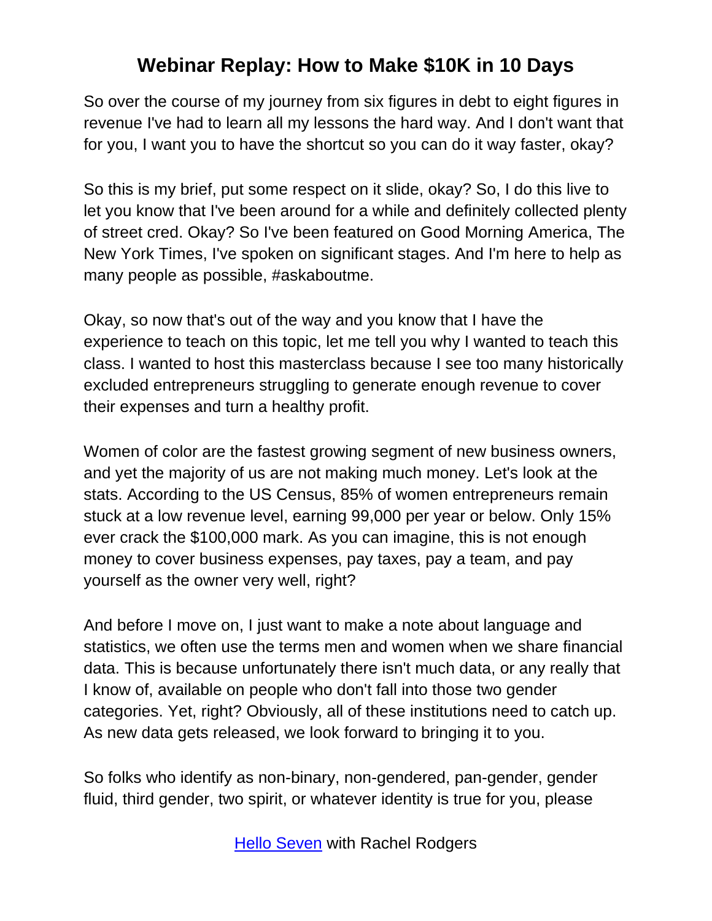# Webinar Replay: How to Make $10K in 10 Days

So over the course of my journey from six figures in debt to eight figures in revenue I've had to learn all my lessons the hard way. And I don't want that for you, I want you to have the shortcut so you can do it way faster, okay?

So this is my brief, put some respect on it slide, okay? So, I do this live to let you know that I've been around for a while and definitely collected plenty of street cred. Okay? So I've been featured on Good Morning America, The New York Times, I've spoken on significant stages. And I'm here to help as many people as possible, #askaboutme.

Okay, so now that's out of the way and you know that I have the experience to teach on this topic, let me tell you why I wanted to teach this class. I wanted to host this masterclass because I see too many historically excluded entrepreneurs struggling to generate enough revenue to cover their expenses and turn a healthy profit.

Women of color are the fastest growing segment of new business owners, and yet the majority of us are not making much money. Let's look at the stats. According to the US Census, 85% of women entrepreneurs remain stuck at a low revenue level, earning 99,000 per year or below. Only 15% ever crack the $100,000 mark. As you can imagine, this is not enough money to cover business expenses, pay taxes, pay a team, and pay yourself as the owner very well, right?

And before I move on, I just want to make a note about language and statistics, we often use the terms men and women when we share financial data. This is because unfortunately there isn't much data, or any really that I know of, available on people who don't fall into those two gender categories. Yet, right? Obviously, all of these institutions need to catch up. As new data gets released, we look forward to bringing it to you.

So folks who identify as non-binary, non-gendered, pan-gender, gender fluid, third gender, two spirit, or whatever identity is true for you, please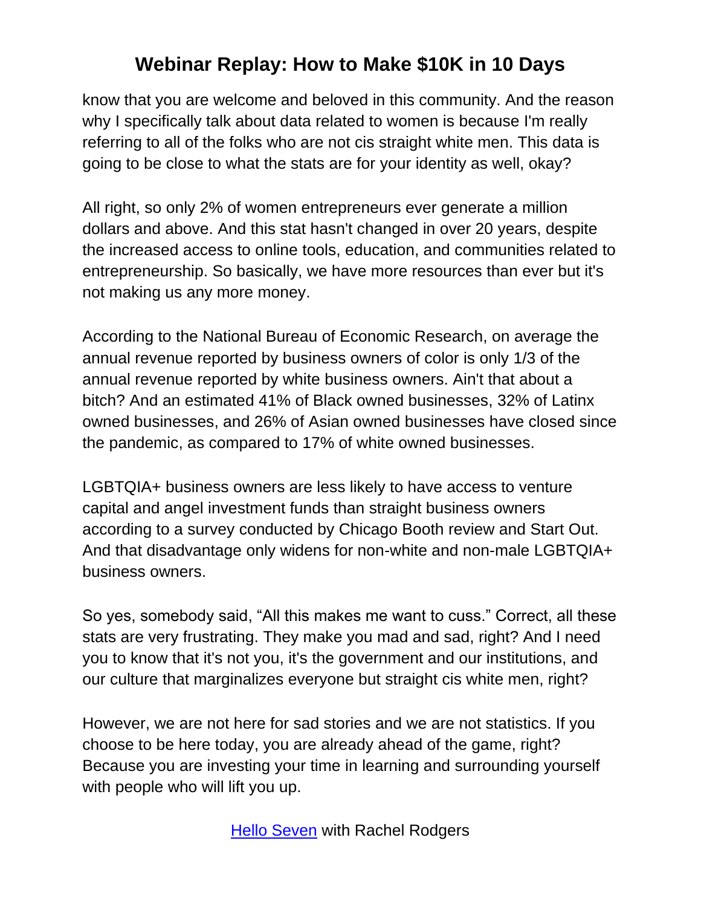know that you are welcome and beloved in this community. And the reason why I specifically talk about data related to women is because I'm really referring to all of the folks who are not cis straight white men. This data is going to be close to what the stats are for your identity as well, okay?

All right, so only 2% of women entrepreneurs ever generate a million dollars and above. And this stat hasn't changed in over 20 years, despite the increased access to online tools, education, and communities related to entrepreneurship. So basically, we have more resources than ever but it's not making us any more money.

According to the National Bureau of Economic Research, on average the annual revenue reported by business owners of color is only 1/3 of the annual revenue reported by white business owners. Ain't that about a bitch? And an estimated 41% of Black owned businesses, 32% of Latinx owned businesses, and 26% of Asian owned businesses have closed since the pandemic, as compared to 17% of white owned businesses.

LGBTQIA+ business owners are less likely to have access to venture capital and angel investment funds than straight business owners according to a survey conducted by Chicago Booth review and Start Out. And that disadvantage only widens for non-white and non-male LGBTQIA+ business owners.

So yes, somebody said, “All this makes me want to cuss.” Correct, all these stats are very frustrating. They make you mad and sad, right? And I need you to know that it's not you, it's the government and our institutions, and our culture that marginalizes everyone but straight cis white men, right?

However, we are not here for sad stories and we are not statistics. If you choose to be here today, you are already ahead of the game, right? Because you are investing your time in learning and surrounding yourself with people who will lift you up.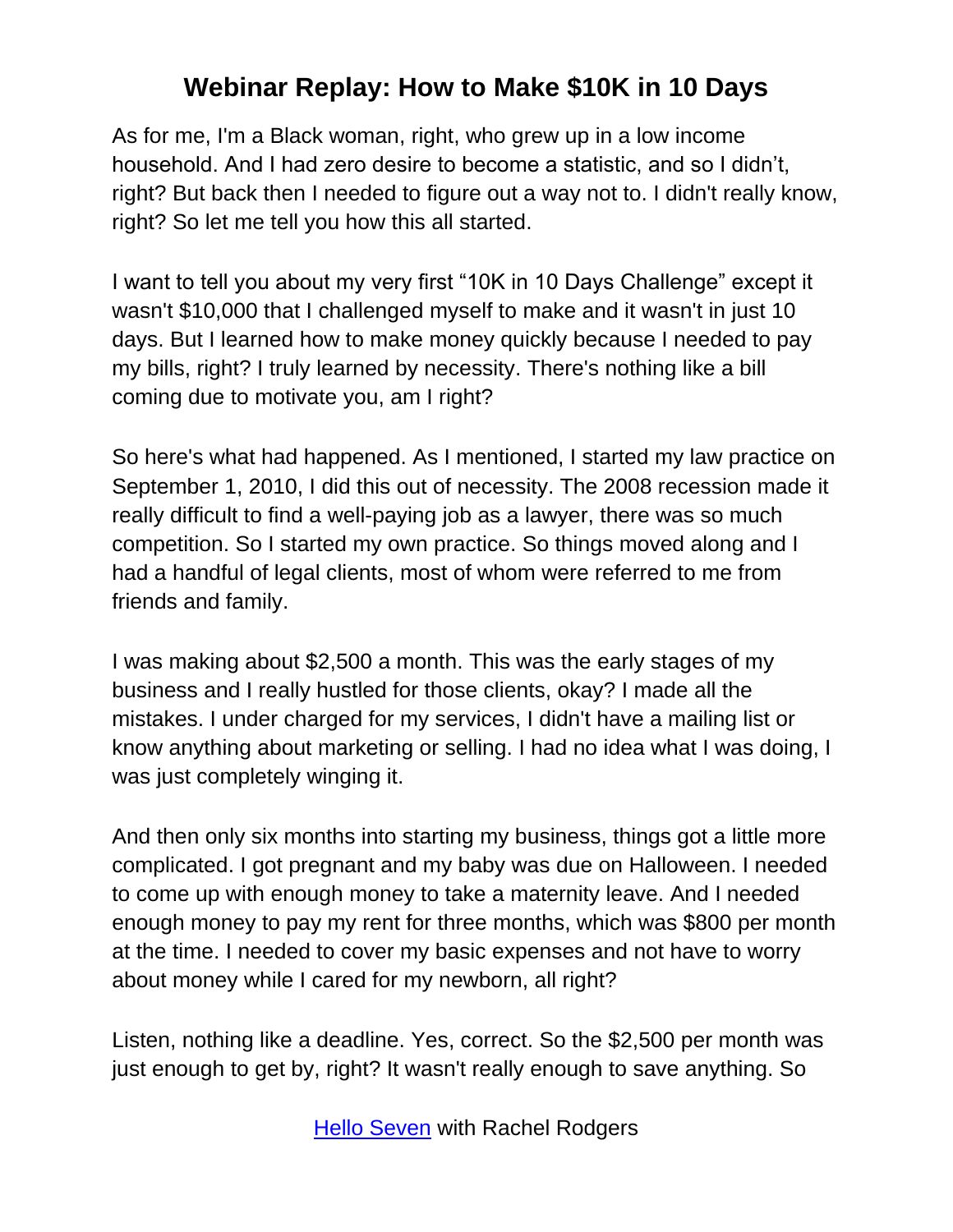# Webinar Replay: How to Make $10K in 10 Days

As for me, I'm a Black woman, right, who grew up in a low income household. And I had zero desire to become a statistic, and so I didn’t, right? But back then I needed to figure out a way not to. I didn't really know, right? So let me tell you how this all started.

I want to tell you about my very first “10K in 10 Days Challenge” except it wasn't $10,000 that I challenged myself to make and it wasn't in just 10 days. But I learned how to make money quickly because I needed to pay my bills, right? I truly learned by necessity. There's nothing like a bill coming due to motivate you, am I right?

So here's what had happened. As I mentioned, I started my law practice on September 1, 2010, I did this out of necessity. The 2008 recession made it really difficult to find a well-paying job as a lawyer, there was so much competition. So I started my own practice. So things moved along and I had a handful of legal clients, most of whom were referred to me from friends and family.

I was making about $2,500 a month. This was the early stages of my business and I really hustled for those clients, okay? I made all the mistakes. I under charged for my services, I didn't have a mailing list or know anything about marketing or selling. I had no idea what I was doing, I was just completely winging it.

And then only six months into starting my business, things got a little more complicated. I got pregnant and my baby was due on Halloween. I needed to come up with enough money to take a maternity leave. And I needed enough money to pay my rent for three months, which was $800 per month at the time. I needed to cover my basic expenses and not have to worry about money while I cared for my newborn, all right?

Listen, nothing like a deadline. Yes, correct. So the $2,500 per month was just enough to get by, right? It wasn't really enough to save anything. So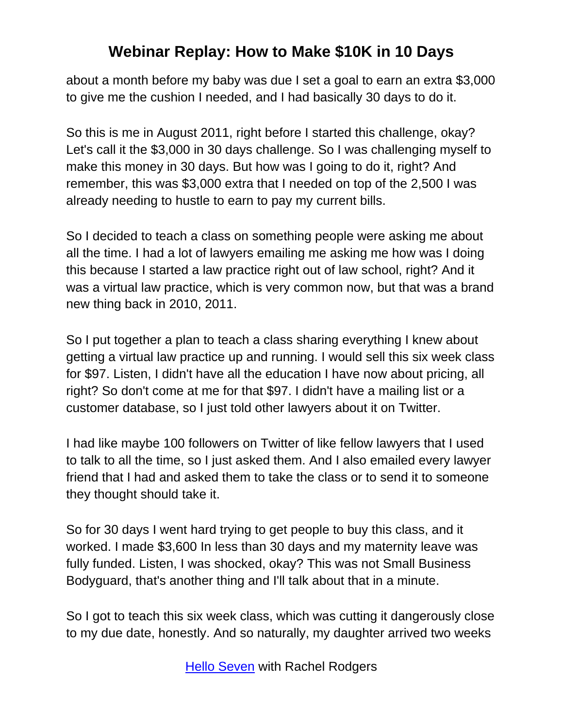about a month before my baby was due I set a goal to earn an extra $3,000 to give me the cushion I needed, and I had basically 30 days to do it.

So this is me in August 2011, right before I started this challenge, okay? Let's call it the $3,000 in 30 days challenge. So I was challenging myself to make this money in 30 days. But how was I going to do it, right? And remember, this was $3,000 extra that I needed on top of the 2,500 I was already needing to hustle to earn to pay my current bills.

So I decided to teach a class on something people were asking me about all the time. I had a lot of lawyers emailing me asking me how was I doing this because I started a law practice right out of law school, right? And it was a virtual law practice, which is very common now, but that was a brand new thing back in 2010, 2011.

So I put together a plan to teach a class sharing everything I knew about getting a virtual law practice up and running. I would sell this six week class for $97. Listen, I didn't have all the education I have now about pricing, all right? So don't come at me for that $97. I didn't have a mailing list or a customer database, so I just told other lawyers about it on Twitter.

I had like maybe 100 followers on Twitter of like fellow lawyers that I used to talk to all the time, so I just asked them. And I also emailed every lawyer friend that I had and asked them to take the class or to send it to someone they thought should take it.

So for 30 days I went hard trying to get people to buy this class, and it worked. I made $3,600 In less than 30 days and my maternity leave was fully funded. Listen, I was shocked, okay? This was not Small Business Bodyguard, that's another thing and I'll talk about that in a minute.

So I got to teach this six week class, which was cutting it dangerously close to my due date, honestly. And so naturally, my daughter arrived two weeks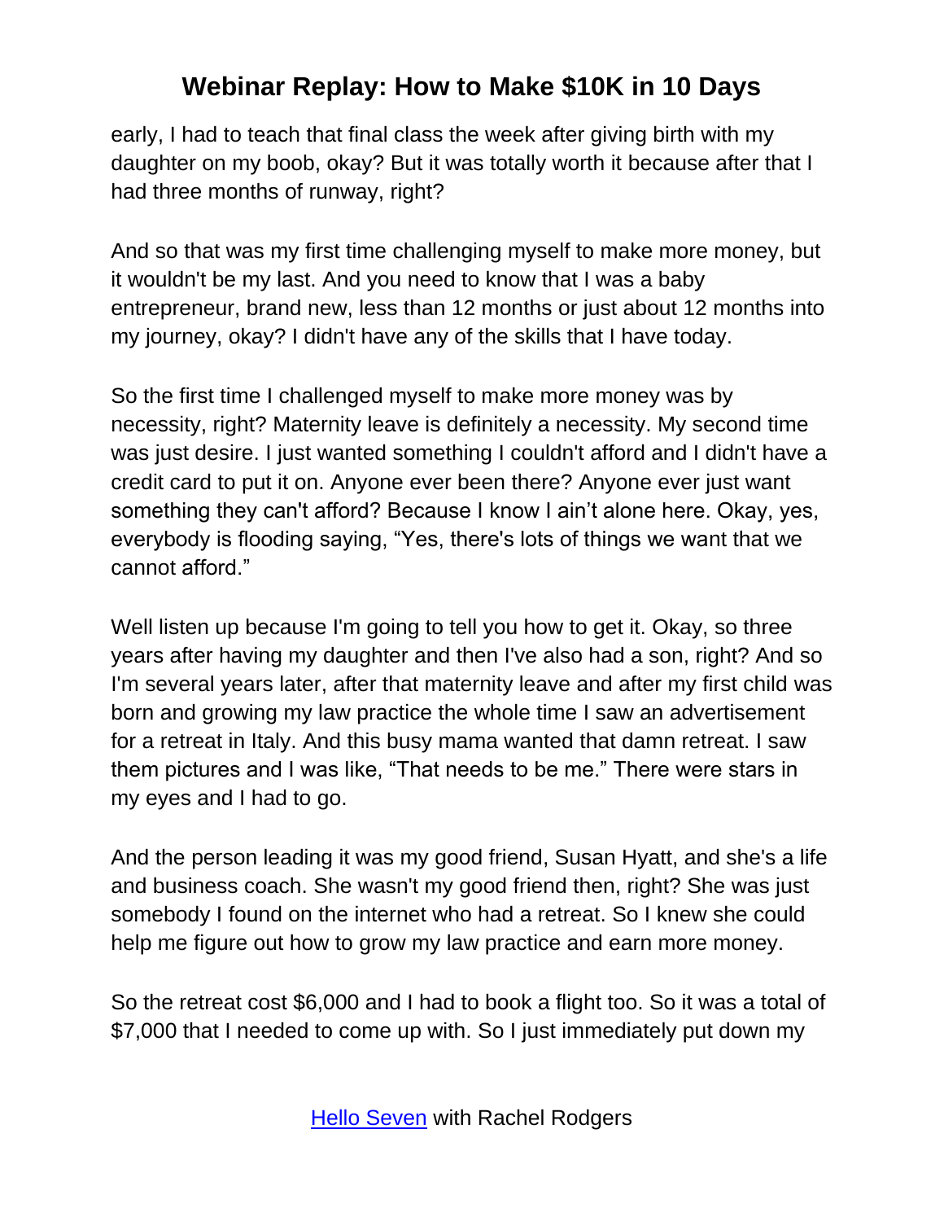early, I had to teach that final class the week after giving birth with my daughter on my boob, okay? But it was totally worth it because after that I had three months of runway, right?

And so that was my first time challenging myself to make more money, but it wouldn't be my last. And you need to know that I was a baby entrepreneur, brand new, less than 12 months or just about 12 months into my journey, okay? I didn't have any of the skills that I have today.

So the first time I challenged myself to make more money was by necessity, right? Maternity leave is definitely a necessity. My second time was just desire. I just wanted something I couldn't afford and I didn't have a credit card to put it on. Anyone ever been there? Anyone ever just want something they can't afford? Because I know I ain't alone here. Okay, yes, everybody is flooding saying, "Yes, there's lots of things we want that we cannot afford."

Well listen up because I'm going to tell you how to get it. Okay, so three years after having my daughter and then I've also had a son, right? And so I'm several years later, after that maternity leave and after my first child was born and growing my law practice the whole time I saw an advertisement for a retreat in Italy. And this busy mama wanted that damn retreat. I saw them pictures and I was like, "That needs to be me." There were stars in my eyes and I had to go.

And the person leading it was my good friend, Susan Hyatt, and she's a life and business coach. She wasn't my good friend then, right? She was just somebody I found on the internet who had a retreat. So I knew she could help me figure out how to grow my law practice and earn more money.

So the retreat cost $6,000 and I had to book a flight too. So it was a total of $7,000 that I needed to come up with. So I just immediately put down my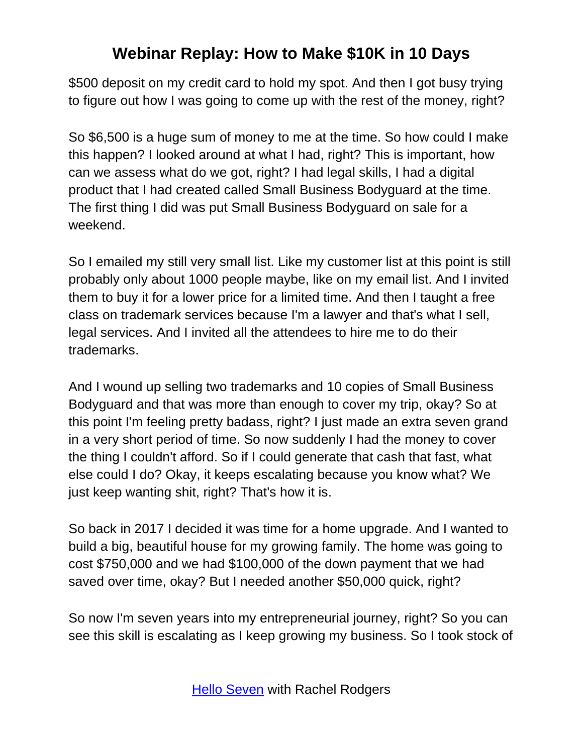$500 deposit on my credit card to hold my spot. And then I got busy trying to figure out how I was going to come up with the rest of the money, right?

So $6,500 is a huge sum of money to me at the time. So how could I make this happen? I looked around at what I had, right? This is important, how can we assess what do we got, right? I had legal skills, I had a digital product that I had created called Small Business Bodyguard at the time. The first thing I did was put Small Business Bodyguard on sale for a weekend.

So I emailed my still very small list. Like my customer list at this point is still probably only about 1000 people maybe, like on my email list. And I invited them to buy it for a lower price for a limited time. And then I taught a free class on trademark services because I'm a lawyer and that's what I sell, legal services. And I invited all the attendees to hire me to do their trademarks.

And I wound up selling two trademarks and 10 copies of Small Business Bodyguard and that was more than enough to cover my trip, okay? So at this point I'm feeling pretty badass, right? I just made an extra seven grand in a very short period of time. So now suddenly I had the money to cover the thing I couldn't afford. So if I could generate that cash that fast, what else could I do? Okay, it keeps escalating because you know what? We just keep wanting shit, right? That's how it is.

So back in 2017 I decided it was time for a home upgrade. And I wanted to build a big, beautiful house for my growing family. The home was going to cost $750,000 and we had $100,000 of the down payment that we had saved over time, okay? But I needed another $50,000 quick, right?

So now I'm seven years into my entrepreneurial journey, right? So you can see this skill is escalating as I keep growing my business. So I took stock of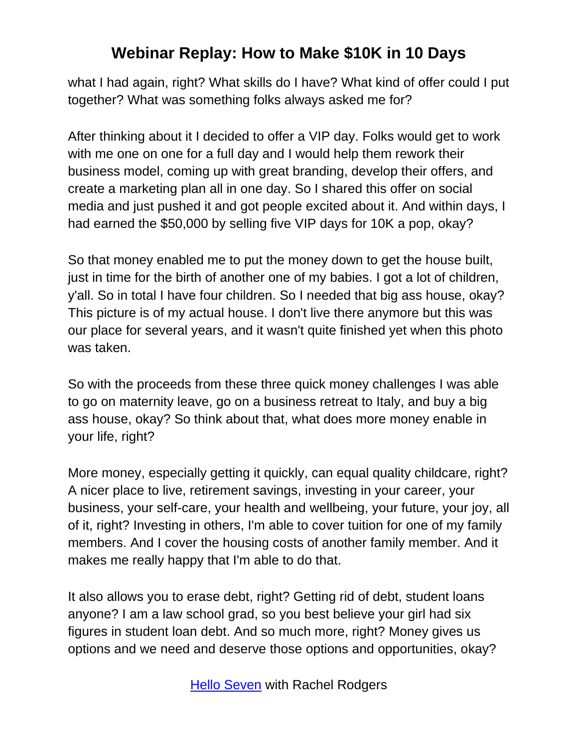what I had again, right? What skills do I have? What kind of offer could I put together? What was something folks always asked me for?

After thinking about it I decided to offer a VIP day. Folks would get to work with me one on one for a full day and I would help them rework their business model, coming up with great branding, develop their offers, and create a marketing plan all in one day. So I shared this offer on social media and just pushed it and got people excited about it. And within days, I had earned the $50,000 by selling five VIP days for 10K a pop, okay?

So that money enabled me to put the money down to get the house built, just in time for the birth of another one of my babies. I got a lot of children, y'all. So in total I have four children. So I needed that big ass house, okay? This picture is of my actual house. I don't live there anymore but this was our place for several years, and it wasn't quite finished yet when this photo was taken.

So with the proceeds from these three quick money challenges I was able to go on maternity leave, go on a business retreat to Italy, and buy a big ass house, okay? So think about that, what does more money enable in your life, right?

More money, especially getting it quickly, can equal quality childcare, right? A nicer place to live, retirement savings, investing in your career, your business, your self-care, your health and wellbeing, your future, your joy, all of it, right? Investing in others, I'm able to cover tuition for one of my family members. And I cover the housing costs of another family member. And it makes me really happy that I'm able to do that.

It also allows you to erase debt, right? Getting rid of debt, student loans anyone? I am a law school grad, so you best believe your girl had six figures in student loan debt. And so much more, right? Money gives us options and we need and deserve those options and opportunities, okay?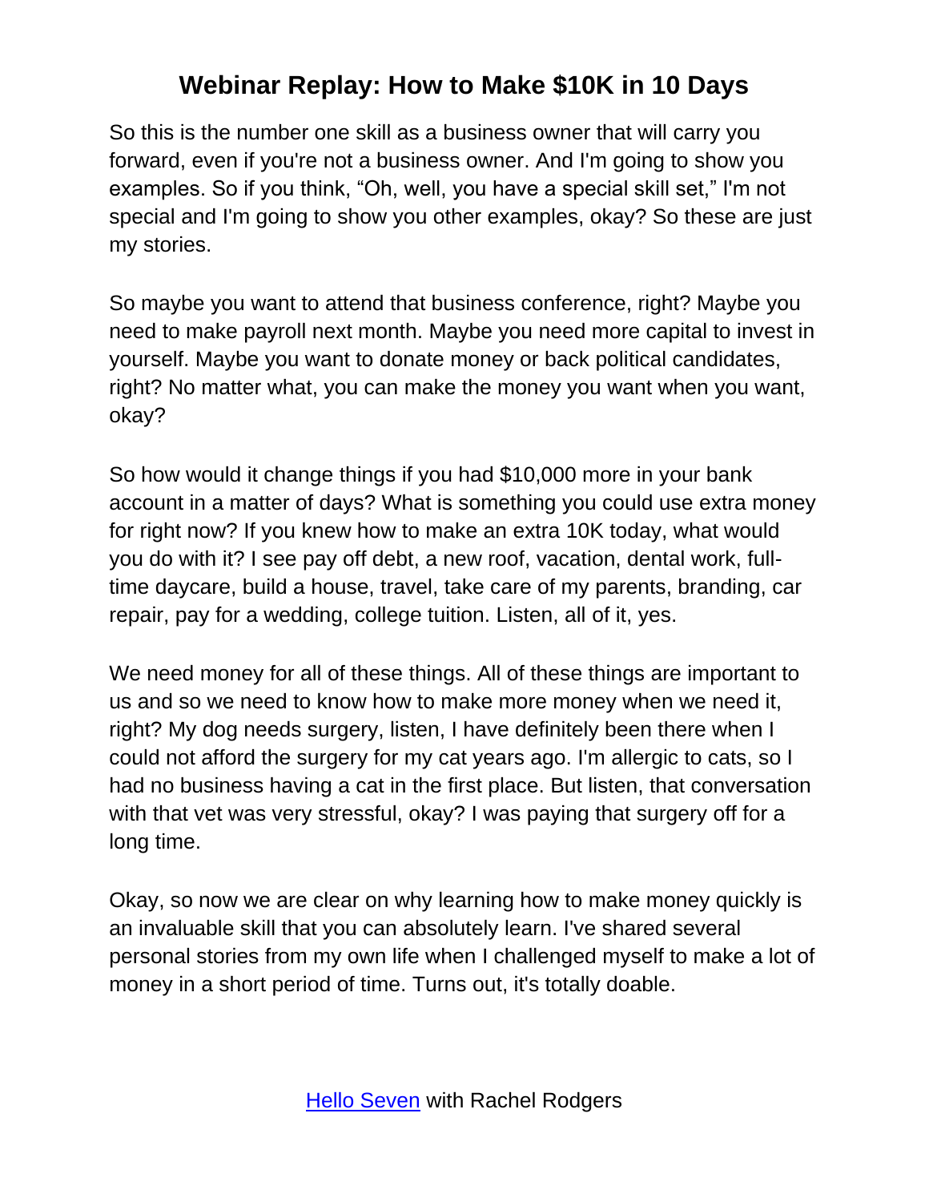# Webinar Replay: How to Make $10K in 10 Days

So this is the number one skill as a business owner that will carry you forward, even if you're not a business owner. And I'm going to show you examples. So if you think, "Oh, well, you have a special skill set," I'm not special and I'm going to show you other examples, okay? So these are just my stories.

So maybe you want to attend that business conference, right? Maybe you need to make payroll next month. Maybe you need more capital to invest in yourself. Maybe you want to donate money or back political candidates, right? No matter what, you can make the money you want when you want, okay?

So how would it change things if you had $10,000 more in your bank account in a matter of days? What is something you could use extra money for right now? If you knew how to make an extra 10K today, what would you do with it? I see pay off debt, a new roof, vacation, dental work, full-time daycare, build a house, travel, take care of my parents, branding, car repair, pay for a wedding, college tuition. Listen, all of it, yes.

We need money for all of these things. All of these things are important to us and so we need to know how to make more money when we need it, right? My dog needs surgery, listen, I have definitely been there when I could not afford the surgery for my cat years ago. I'm allergic to cats, so I had no business having a cat in the first place. But listen, that conversation with that vet was very stressful, okay? I was paying that surgery off for a long time.

Okay, so now we are clear on why learning how to make money quickly is an invaluable skill that you can absolutely learn. I've shared several personal stories from my own life when I challenged myself to make a lot of money in a short period of time. Turns out, it's totally doable.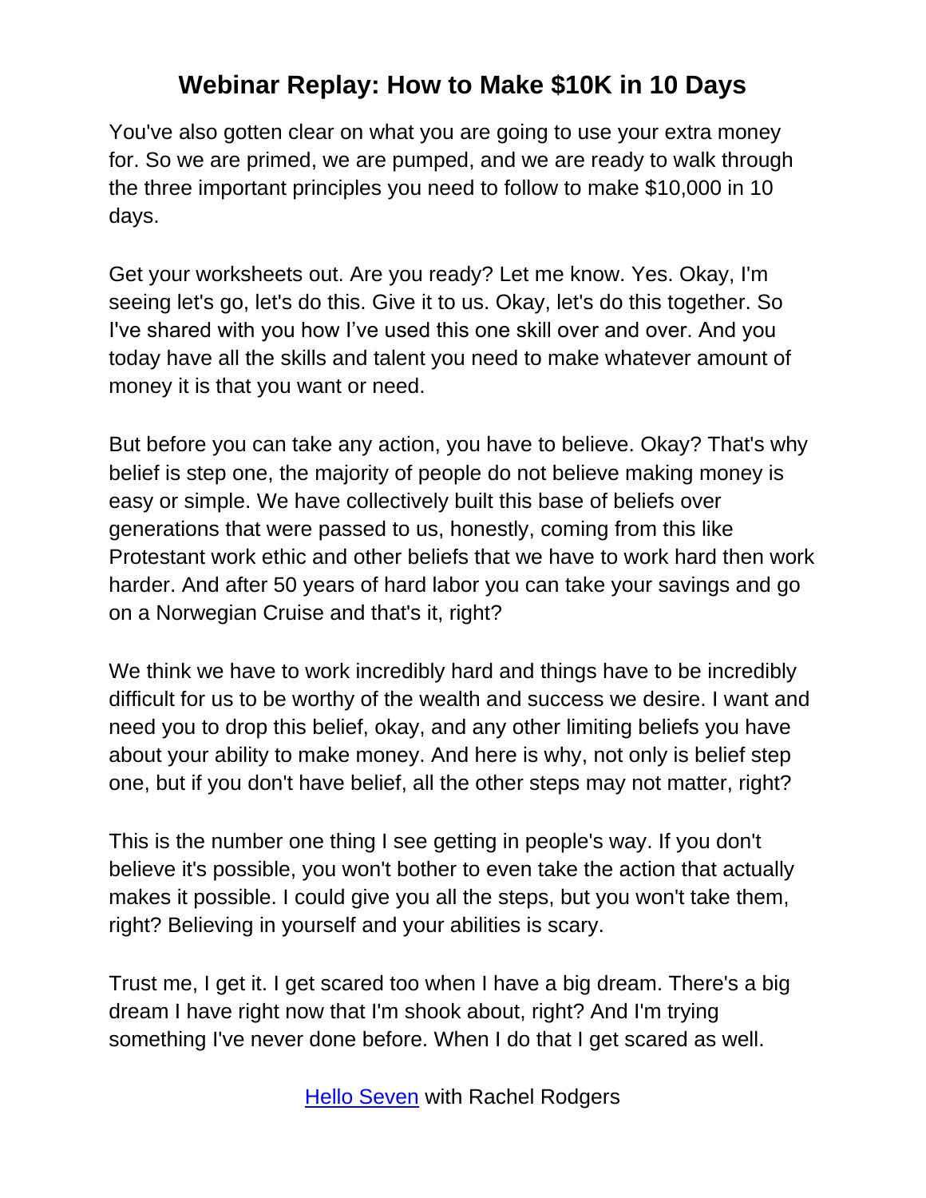You've also gotten clear on what you are going to use your extra money for. So we are primed, we are pumped, and we are ready to walk through the three important principles you need to follow to make $10,000 in 10 days.

Get your worksheets out. Are you ready? Let me know. Yes. Okay, I'm seeing let's go, let's do this. Give it to us. Okay, let's do this together. So I've shared with you how I've used this one skill over and over. And you today have all the skills and talent you need to make whatever amount of money it is that you want or need.

But before you can take any action, you have to believe. Okay? That's why belief is step one, the majority of people do not believe making money is easy or simple. We have collectively built this base of beliefs over generations that were passed to us, honestly, coming from this like Protestant work ethic and other beliefs that we have to work hard then work harder. And after 50 years of hard labor you can take your savings and go on a Norwegian Cruise and that's it, right?

We think we have to work incredibly hard and things have to be incredibly difficult for us to be worthy of the wealth and success we desire. I want and need you to drop this belief, okay, and any other limiting beliefs you have about your ability to make money. And here is why, not only is belief step one, but if you don't have belief, all the other steps may not matter, right?

This is the number one thing I see getting in people's way. If you don't believe it's possible, you won't bother to even take the action that actually makes it possible. I could give you all the steps, but you won't take them, right? Believing in yourself and your abilities is scary.

Trust me, I get it. I get scared too when I have a big dream. There's a big dream I have right now that I'm shook about, right? And I'm trying something I've never done before. When I do that I get scared as well.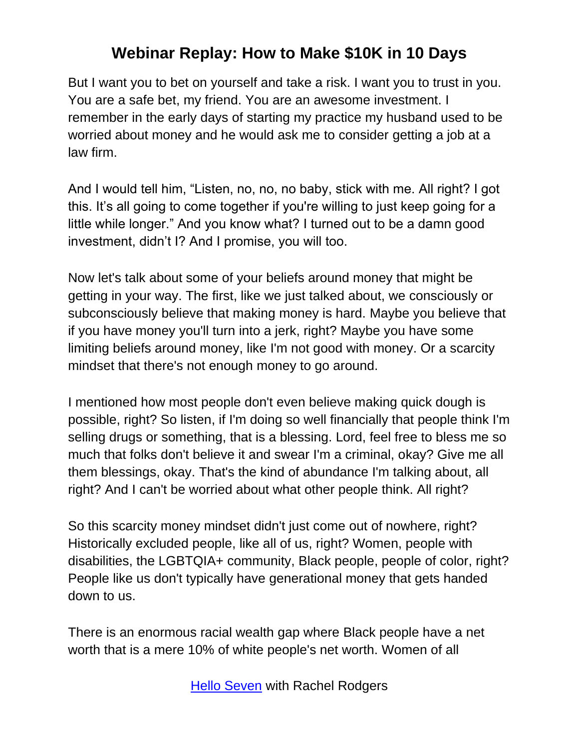But I want you to bet on yourself and take a risk. I want you to trust in you. You are a safe bet, my friend. You are an awesome investment. I remember in the early days of starting my practice my husband used to be worried about money and he would ask me to consider getting a job at a law firm.

And I would tell him, “Listen, no, no, no baby, stick with me. All right? I got this. It’s all going to come together if you're willing to just keep going for a little while longer.” And you know what? I turned out to be a damn good investment, didn’t I? And I promise, you will too.

Now let's talk about some of your beliefs around money that might be getting in your way. The first, like we just talked about, we consciously or subconsciously believe that making money is hard. Maybe you believe that if you have money you'll turn into a jerk, right? Maybe you have some limiting beliefs around money, like I'm not good with money. Or a scarcity mindset that there's not enough money to go around.

I mentioned how most people don't even believe making quick dough is possible, right? So listen, if I'm doing so well financially that people think I'm selling drugs or something, that is a blessing. Lord, feel free to bless me so much that folks don't believe it and swear I'm a criminal, okay? Give me all them blessings, okay. That's the kind of abundance I'm talking about, all right? And I can't be worried about what other people think. All right?

So this scarcity money mindset didn't just come out of nowhere, right? Historically excluded people, like all of us, right? Women, people with disabilities, the LGBTQIA+ community, Black people, people of color, right? People like us don't typically have generational money that gets handed down to us.

There is an enormous racial wealth gap where Black people have a net worth that is a mere 10% of white people's net worth. Women of all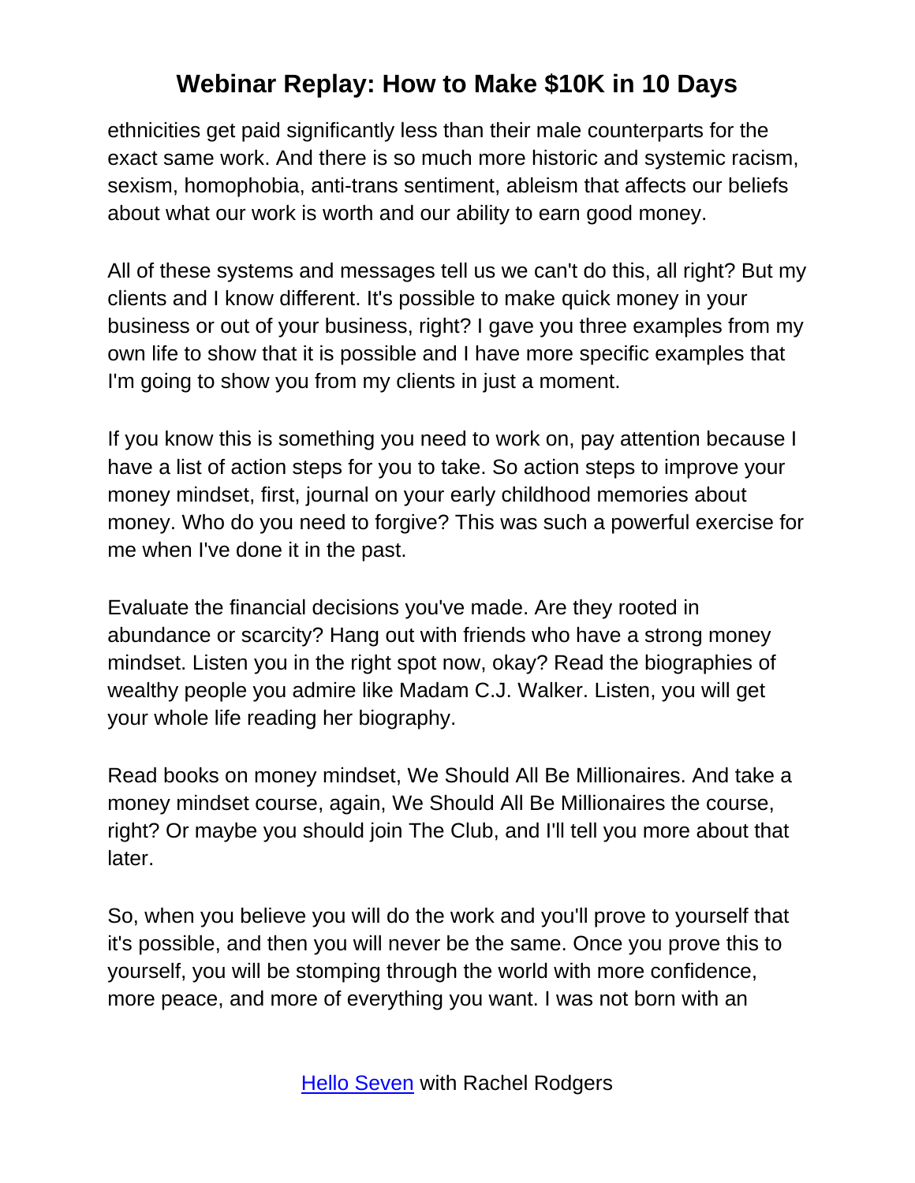ethnicities get paid significantly less than their male counterparts for the exact same work. And there is so much more historic and systemic racism, sexism, homophobia, anti-trans sentiment, ableism that affects our beliefs about what our work is worth and our ability to earn good money.

All of these systems and messages tell us we can't do this, all right? But my clients and I know different. It's possible to make quick money in your business or out of your business, right? I gave you three examples from my own life to show that it is possible and I have more specific examples that I'm going to show you from my clients in just a moment.

If you know this is something you need to work on, pay attention because I have a list of action steps for you to take. So action steps to improve your money mindset, first, journal on your early childhood memories about money. Who do you need to forgive? This was such a powerful exercise for me when I've done it in the past.

Evaluate the financial decisions you've made. Are they rooted in abundance or scarcity? Hang out with friends who have a strong money mindset. Listen you in the right spot now, okay? Read the biographies of wealthy people you admire like Madam C.J. Walker. Listen, you will get your whole life reading her biography.

Read books on money mindset, We Should All Be Millionaires. And take a money mindset course, again, We Should All Be Millionaires the course, right? Or maybe you should join The Club, and I'll tell you more about that later.

So, when you believe you will do the work and you'll prove to yourself that it's possible, and then you will never be the same. Once you prove this to yourself, you will be stomping through the world with more confidence, more peace, and more of everything you want. I was not born with an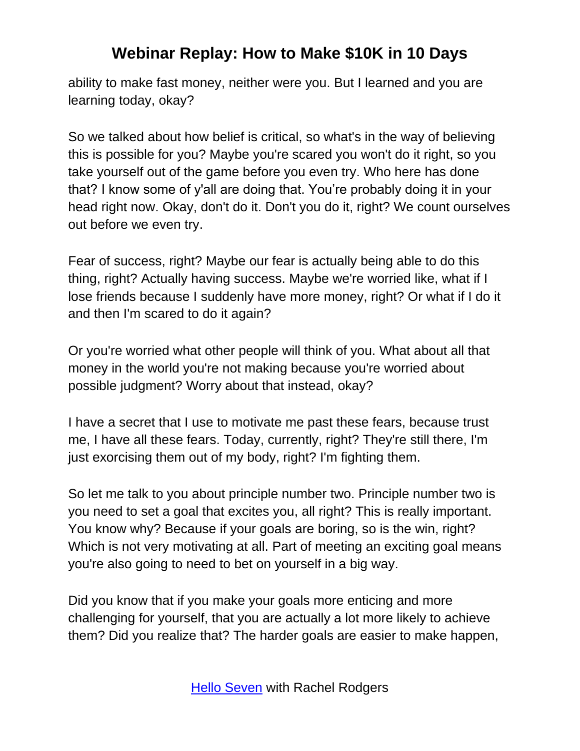ability to make fast money, neither were you. But I learned and you are learning today, okay?

So we talked about how belief is critical, so what's in the way of believing this is possible for you? Maybe you're scared you won't do it right, so you take yourself out of the game before you even try. Who here has done that? I know some of y'all are doing that. You're probably doing it in your head right now. Okay, don't do it. Don't you do it, right? We count ourselves out before we even try.

Fear of success, right? Maybe our fear is actually being able to do this thing, right? Actually having success. Maybe we're worried like, what if I lose friends because I suddenly have more money, right? Or what if I do it and then I'm scared to do it again?

Or you're worried what other people will think of you. What about all that money in the world you're not making because you're worried about possible judgment? Worry about that instead, okay?

I have a secret that I use to motivate me past these fears, because trust me, I have all these fears. Today, currently, right? They're still there, I'm just exorcising them out of my body, right? I'm fighting them.

So let me talk to you about principle number two. Principle number two is you need to set a goal that excites you, all right? This is really important. You know why? Because if your goals are boring, so is the win, right? Which is not very motivating at all. Part of meeting an exciting goal means you're also going to need to bet on yourself in a big way.

Did you know that if you make your goals more enticing and more challenging for yourself, that you are actually a lot more likely to achieve them? Did you realize that? The harder goals are easier to make happen,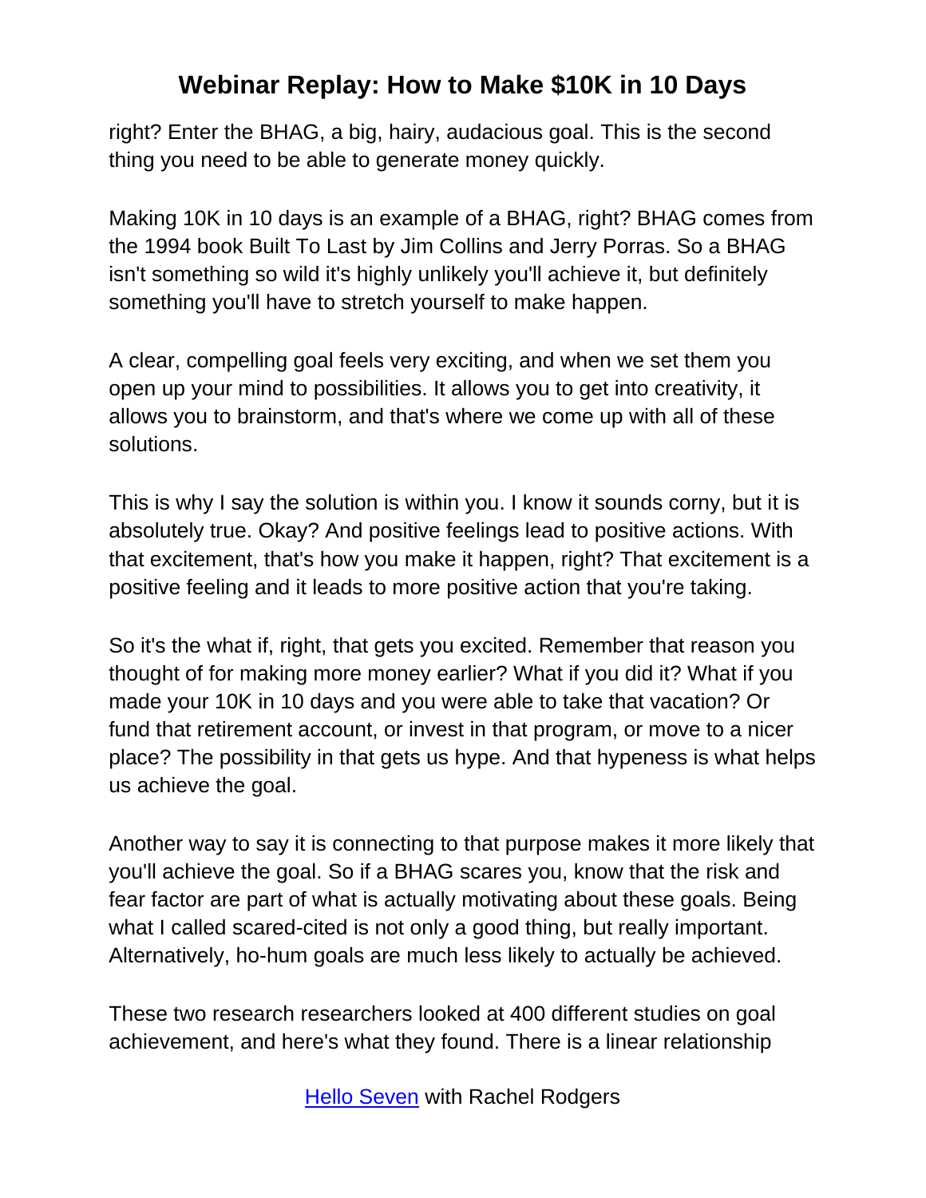right? Enter the BHAG, a big, hairy, audacious goal. This is the second thing you need to be able to generate money quickly.

Making 10K in 10 days is an example of a BHAG, right? BHAG comes from the 1994 book Built To Last by Jim Collins and Jerry Porras. So a BHAG isn't something so wild it's highly unlikely you'll achieve it, but definitely something you'll have to stretch yourself to make happen.

A clear, compelling goal feels very exciting, and when we set them you open up your mind to possibilities. It allows you to get into creativity, it allows you to brainstorm, and that's where we come up with all of these solutions.

This is why I say the solution is within you. I know it sounds corny, but it is absolutely true. Okay? And positive feelings lead to positive actions. With that excitement, that's how you make it happen, right? That excitement is a positive feeling and it leads to more positive action that you're taking.

So it's the what if, right, that gets you excited. Remember that reason you thought of for making more money earlier? What if you did it? What if you made your 10K in 10 days and you were able to take that vacation? Or fund that retirement account, or invest in that program, or move to a nicer place? The possibility in that gets us hype. And that hypeness is what helps us achieve the goal.

Another way to say it is connecting to that purpose makes it more likely that you'll achieve the goal. So if a BHAG scares you, know that the risk and fear factor are part of what is actually motivating about these goals. Being what I called scared-cited is not only a good thing, but really important. Alternatively, ho-hum goals are much less likely to actually be achieved.

These two research researchers looked at 400 different studies on goal achievement, and here's what they found. There is a linear relationship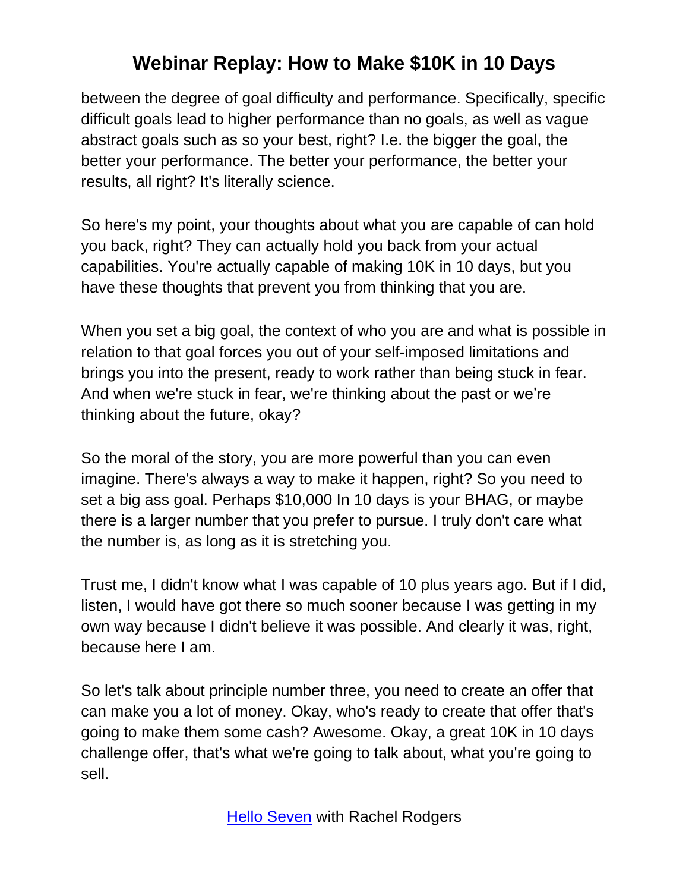between the degree of goal difficulty and performance. Specifically, specific difficult goals lead to higher performance than no goals, as well as vague abstract goals such as so your best, right? I.e. the bigger the goal, the better your performance. The better your performance, the better your results, all right? It's literally science.

So here's my point, your thoughts about what you are capable of can hold you back, right? They can actually hold you back from your actual capabilities. You're actually capable of making 10K in 10 days, but you have these thoughts that prevent you from thinking that you are.

When you set a big goal, the context of who you are and what is possible in relation to that goal forces you out of your self-imposed limitations and brings you into the present, ready to work rather than being stuck in fear. And when we're stuck in fear, we're thinking about the past or we're thinking about the future, okay?

So the moral of the story, you are more powerful than you can even imagine. There's always a way to make it happen, right? So you need to set a big ass goal. Perhaps $10,000 In 10 days is your BHAG, or maybe there is a larger number that you prefer to pursue. I truly don't care what the number is, as long as it is stretching you.

Trust me, I didn't know what I was capable of 10 plus years ago. But if I did, listen, I would have got there so much sooner because I was getting in my own way because I didn't believe it was possible. And clearly it was, right, because here I am.

So let's talk about principle number three, you need to create an offer that can make you a lot of money. Okay, who's ready to create that offer that's going to make them some cash? Awesome. Okay, a great 10K in 10 days challenge offer, that's what we're going to talk about, what you're going to sell.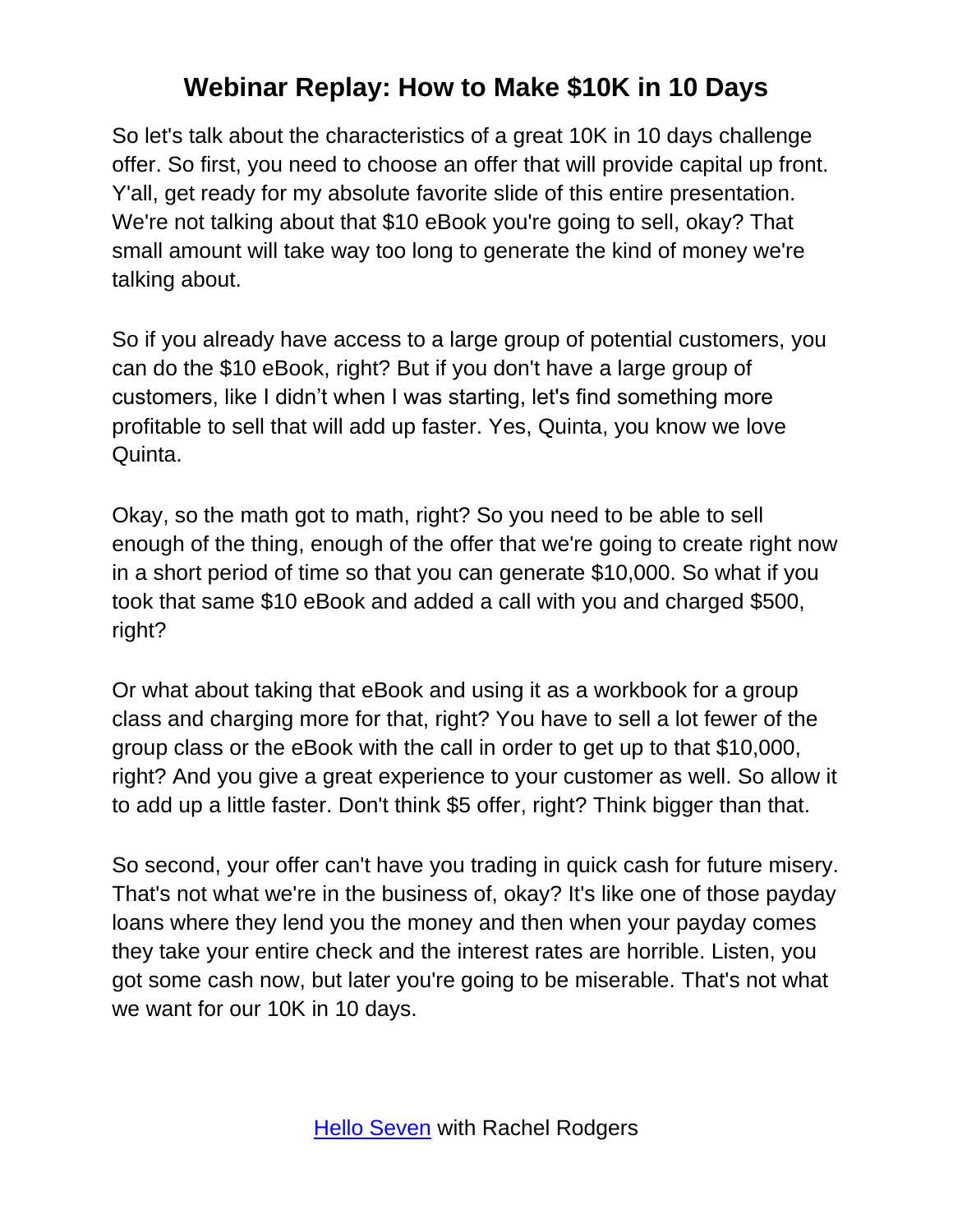So let's talk about the characteristics of a great 10K in 10 days challenge offer. So first, you need to choose an offer that will provide capital up front. Y'all, get ready for my absolute favorite slide of this entire presentation. We're not talking about that $10 eBook you're going to sell, okay? That small amount will take way too long to generate the kind of money we're talking about.

So if you already have access to a large group of potential customers, you can do the $10 eBook, right? But if you don't have a large group of customers, like I didn't when I was starting, let's find something more profitable to sell that will add up faster. Yes, Quinta, you know we love Quinta.

Okay, so the math got to math, right? So you need to be able to sell enough of the thing, enough of the offer that we're going to create right now in a short period of time so that you can generate $10,000. So what if you took that same $10 eBook and added a call with you and charged $500, right?

Or what about taking that eBook and using it as a workbook for a group class and charging more for that, right? You have to sell a lot fewer of the group class or the eBook with the call in order to get up to that $10,000, right? And you give a great experience to your customer as well. So allow it to add up a little faster. Don't think $5 offer, right? Think bigger than that.

So second, your offer can't have you trading in quick cash for future misery. That's not what we're in the business of, okay? It's like one of those payday loans where they lend you the money and then when your payday comes they take your entire check and the interest rates are horrible. Listen, you got some cash now, but later you're going to be miserable. That's not what we want for our 10K in 10 days.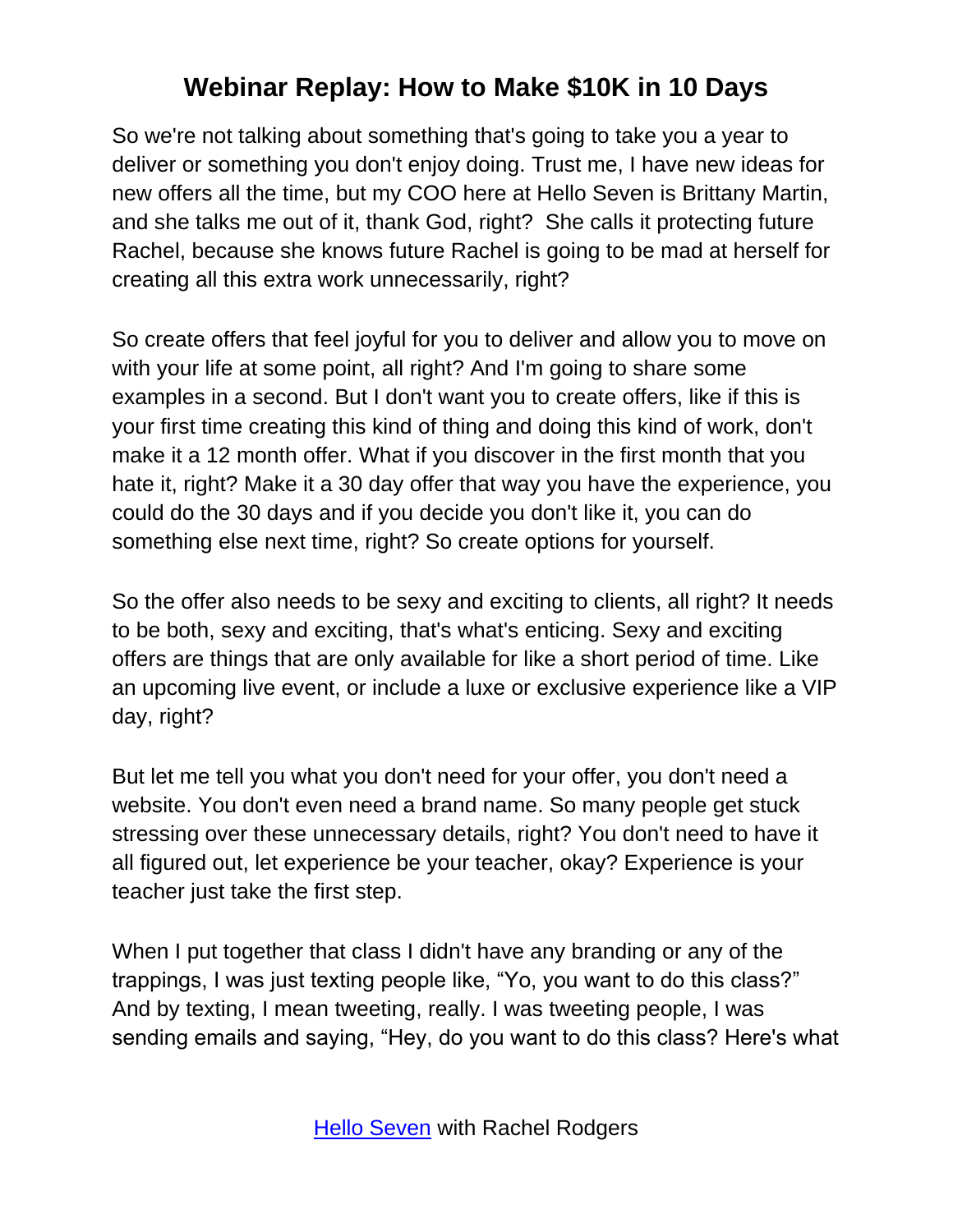So we're not talking about something that's going to take you a year to deliver or something you don't enjoy doing. Trust me, I have new ideas for new offers all the time, but my COO here at Hello Seven is Brittany Martin, and she talks me out of it, thank God, right?  She calls it protecting future Rachel, because she knows future Rachel is going to be mad at herself for creating all this extra work unnecessarily, right?

So create offers that feel joyful for you to deliver and allow you to move on with your life at some point, all right? And I'm going to share some examples in a second. But I don't want you to create offers, like if this is your first time creating this kind of thing and doing this kind of work, don't make it a 12 month offer. What if you discover in the first month that you hate it, right? Make it a 30 day offer that way you have the experience, you could do the 30 days and if you decide you don't like it, you can do something else next time, right? So create options for yourself.

So the offer also needs to be sexy and exciting to clients, all right? It needs to be both, sexy and exciting, that's what's enticing. Sexy and exciting offers are things that are only available for like a short period of time. Like an upcoming live event, or include a luxe or exclusive experience like a VIP day, right?

But let me tell you what you don't need for your offer, you don't need a website. You don't even need a brand name. So many people get stuck stressing over these unnecessary details, right? You don't need to have it all figured out, let experience be your teacher, okay? Experience is your teacher just take the first step.

When I put together that class I didn't have any branding or any of the trappings, I was just texting people like, “Yo, you want to do this class?” And by texting, I mean tweeting, really. I was tweeting people, I was sending emails and saying, “Hey, do you want to do this class? Here's what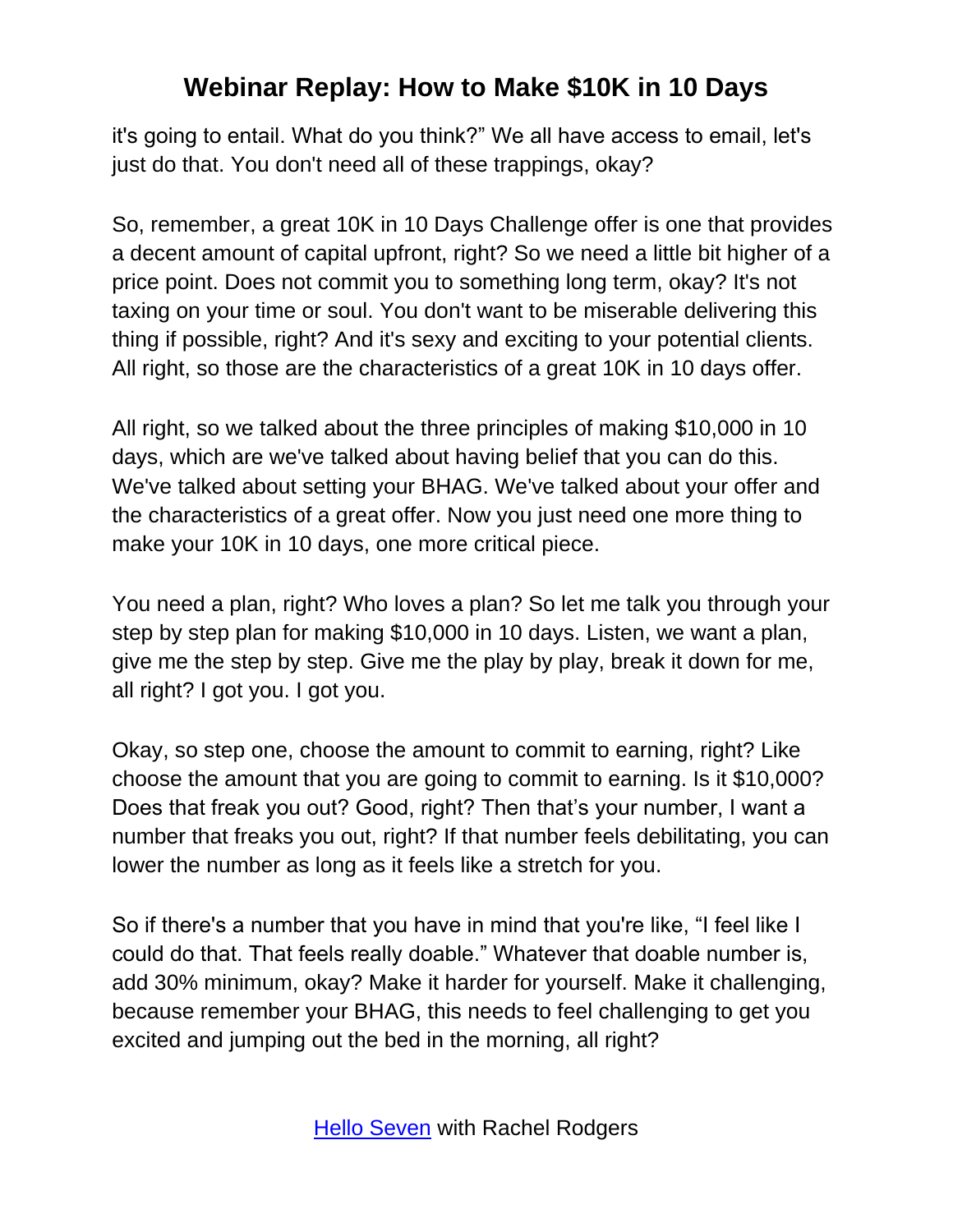it's going to entail. What do you think?" We all have access to email, let's just do that. You don't need all of these trappings, okay?

So, remember, a great 10K in 10 Days Challenge offer is one that provides a decent amount of capital upfront, right? So we need a little bit higher of a price point. Does not commit you to something long term, okay? It's not taxing on your time or soul. You don't want to be miserable delivering this thing if possible, right? And it's sexy and exciting to your potential clients. All right, so those are the characteristics of a great 10K in 10 days offer.

All right, so we talked about the three principles of making $10,000 in 10 days, which are we've talked about having belief that you can do this. We've talked about setting your BHAG. We've talked about your offer and the characteristics of a great offer. Now you just need one more thing to make your 10K in 10 days, one more critical piece.

You need a plan, right? Who loves a plan? So let me talk you through your step by step plan for making $10,000 in 10 days. Listen, we want a plan, give me the step by step. Give me the play by play, break it down for me, all right? I got you. I got you.

Okay, so step one, choose the amount to commit to earning, right? Like choose the amount that you are going to commit to earning. Is it $10,000? Does that freak you out? Good, right? Then that's your number, I want a number that freaks you out, right? If that number feels debilitating, you can lower the number as long as it feels like a stretch for you.

So if there's a number that you have in mind that you're like, "I feel like I could do that. That feels really doable." Whatever that doable number is, add 30% minimum, okay? Make it harder for yourself. Make it challenging, because remember your BHAG, this needs to feel challenging to get you excited and jumping out the bed in the morning, all right?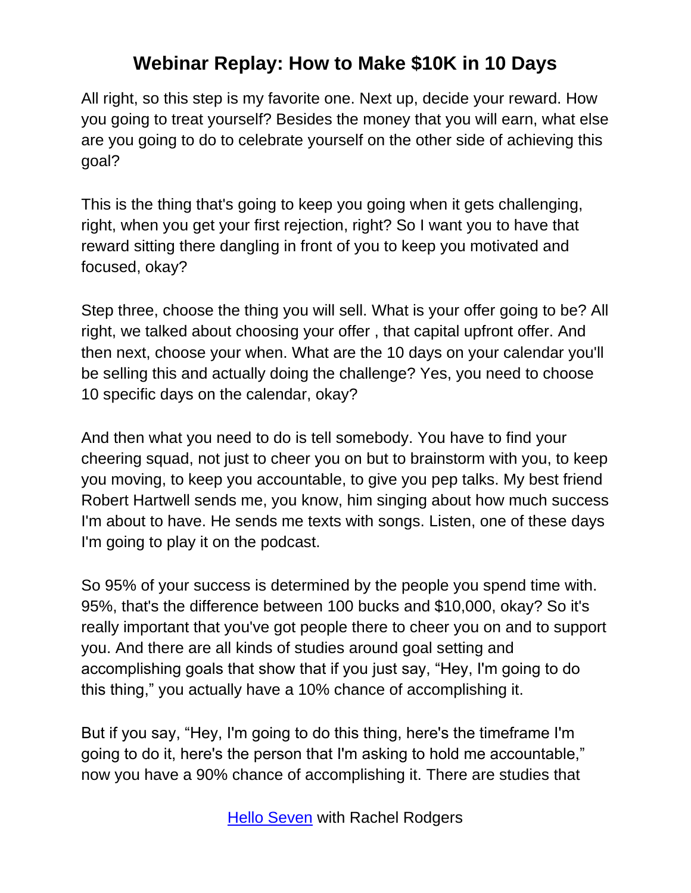All right, so this step is my favorite one. Next up, decide your reward. How you going to treat yourself? Besides the money that you will earn, what else are you going to do to celebrate yourself on the other side of achieving this goal?

This is the thing that's going to keep you going when it gets challenging, right, when you get your first rejection, right? So I want you to have that reward sitting there dangling in front of you to keep you motivated and focused, okay?

Step three, choose the thing you will sell. What is your offer going to be? All right, we talked about choosing your offer , that capital upfront offer. And then next, choose your when. What are the 10 days on your calendar you'll be selling this and actually doing the challenge? Yes, you need to choose 10 specific days on the calendar, okay?

And then what you need to do is tell somebody. You have to find your cheering squad, not just to cheer you on but to brainstorm with you, to keep you moving, to keep you accountable, to give you pep talks. My best friend Robert Hartwell sends me, you know, him singing about how much success I'm about to have. He sends me texts with songs. Listen, one of these days I'm going to play it on the podcast.

So 95% of your success is determined by the people you spend time with. 95%, that's the difference between 100 bucks and $10,000, okay? So it's really important that you've got people there to cheer you on and to support you. And there are all kinds of studies around goal setting and accomplishing goals that show that if you just say, "Hey, I'm going to do this thing," you actually have a 10% chance of accomplishing it.

But if you say, "Hey, I'm going to do this thing, here's the timeframe I'm going to do it, here's the person that I'm asking to hold me accountable," now you have a 90% chance of accomplishing it. There are studies that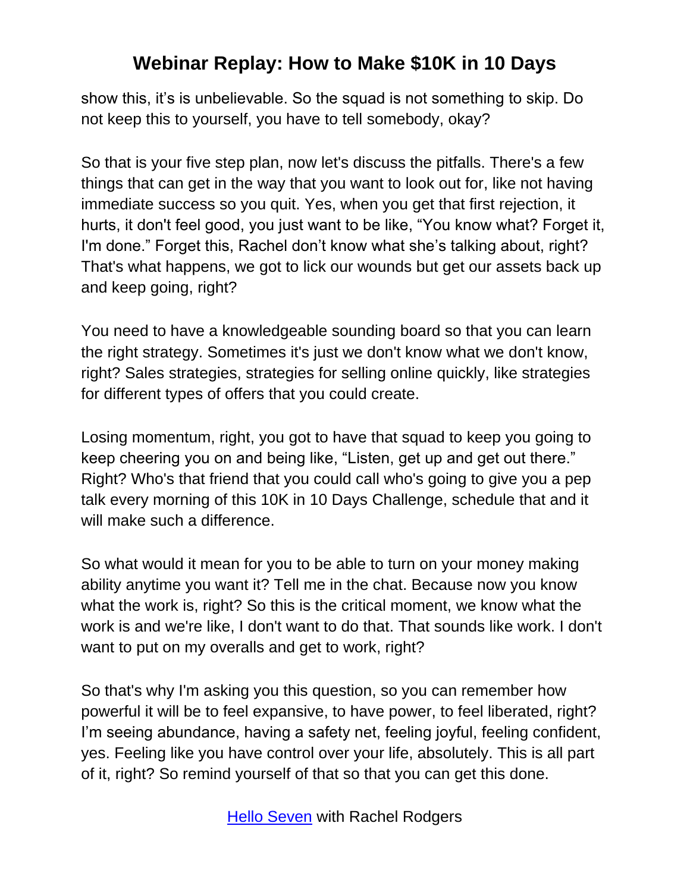show this, it's is unbelievable. So the squad is not something to skip. Do not keep this to yourself, you have to tell somebody, okay?

So that is your five step plan, now let's discuss the pitfalls. There's a few things that can get in the way that you want to look out for, like not having immediate success so you quit. Yes, when you get that first rejection, it hurts, it don't feel good, you just want to be like, "You know what? Forget it, I'm done." Forget this, Rachel don't know what she's talking about, right? That's what happens, we got to lick our wounds but get our assets back up and keep going, right?

You need to have a knowledgeable sounding board so that you can learn the right strategy. Sometimes it's just we don't know what we don't know, right? Sales strategies, strategies for selling online quickly, like strategies for different types of offers that you could create.

Losing momentum, right, you got to have that squad to keep you going to keep cheering you on and being like, "Listen, get up and get out there." Right? Who's that friend that you could call who's going to give you a pep talk every morning of this 10K in 10 Days Challenge, schedule that and it will make such a difference.

So what would it mean for you to be able to turn on your money making ability anytime you want it? Tell me in the chat. Because now you know what the work is, right? So this is the critical moment, we know what the work is and we're like, I don't want to do that. That sounds like work. I don't want to put on my overalls and get to work, right?

So that's why I'm asking you this question, so you can remember how powerful it will be to feel expansive, to have power, to feel liberated, right? I'm seeing abundance, having a safety net, feeling joyful, feeling confident, yes. Feeling like you have control over your life, absolutely. This is all part of it, right? So remind yourself of that so that you can get this done.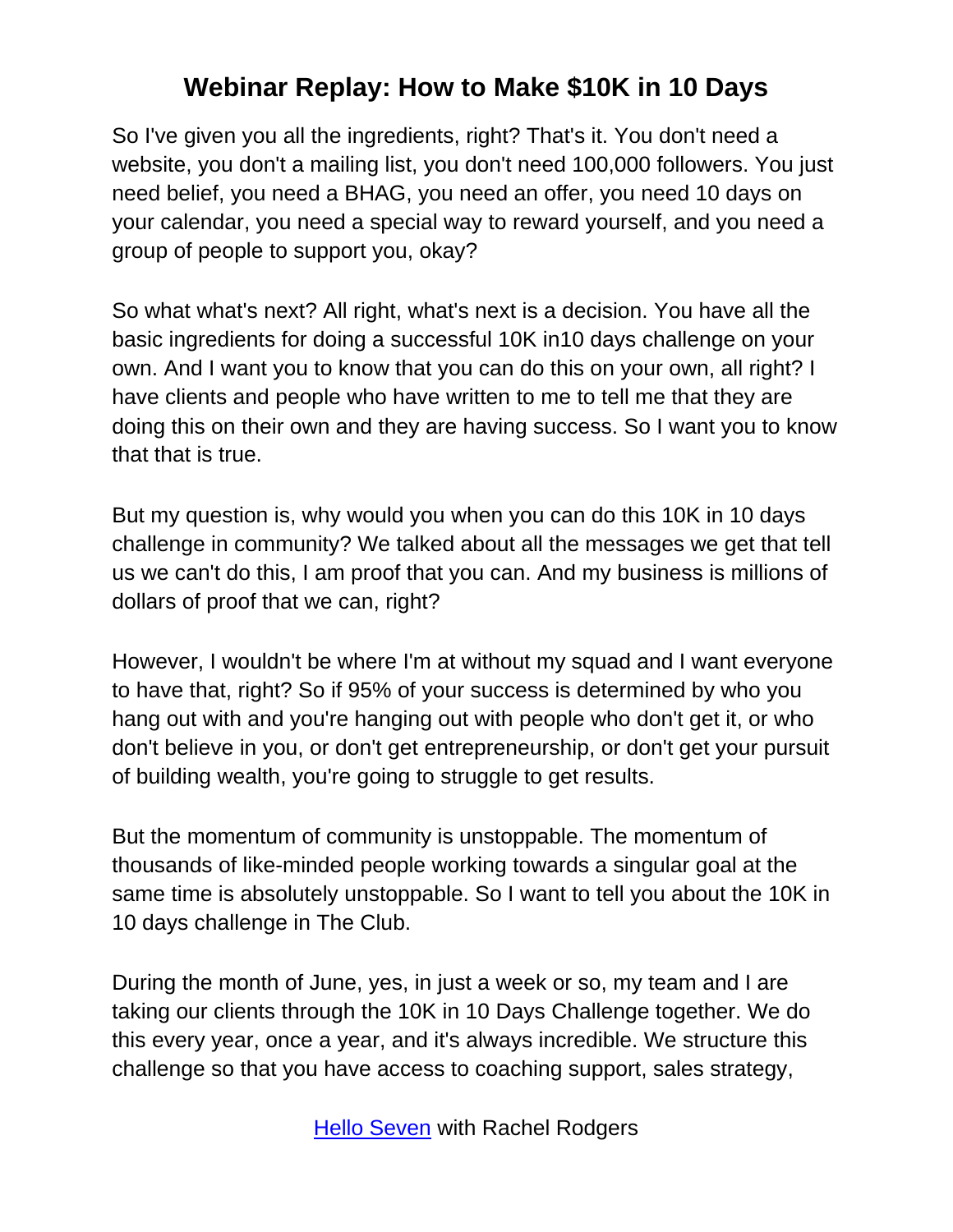So I've given you all the ingredients, right? That's it. You don't need a website, you don't a mailing list, you don't need 100,000 followers. You just need belief, you need a BHAG, you need an offer, you need 10 days on your calendar, you need a special way to reward yourself, and you need a group of people to support you, okay?

So what what's next? All right, what's next is a decision. You have all the basic ingredients for doing a successful 10K in10 days challenge on your own. And I want you to know that you can do this on your own, all right? I have clients and people who have written to me to tell me that they are doing this on their own and they are having success. So I want you to know that that is true.

But my question is, why would you when you can do this 10K in 10 days challenge in community? We talked about all the messages we get that tell us we can't do this, I am proof that you can. And my business is millions of dollars of proof that we can, right?

However, I wouldn't be where I'm at without my squad and I want everyone to have that, right? So if 95% of your success is determined by who you hang out with and you're hanging out with people who don't get it, or who don't believe in you, or don't get entrepreneurship, or don't get your pursuit of building wealth, you're going to struggle to get results.

But the momentum of community is unstoppable. The momentum of thousands of like-minded people working towards a singular goal at the same time is absolutely unstoppable. So I want to tell you about the 10K in 10 days challenge in The Club.

During the month of June, yes, in just a week or so, my team and I are taking our clients through the 10K in 10 Days Challenge together. We do this every year, once a year, and it's always incredible. We structure this challenge so that you have access to coaching support, sales strategy,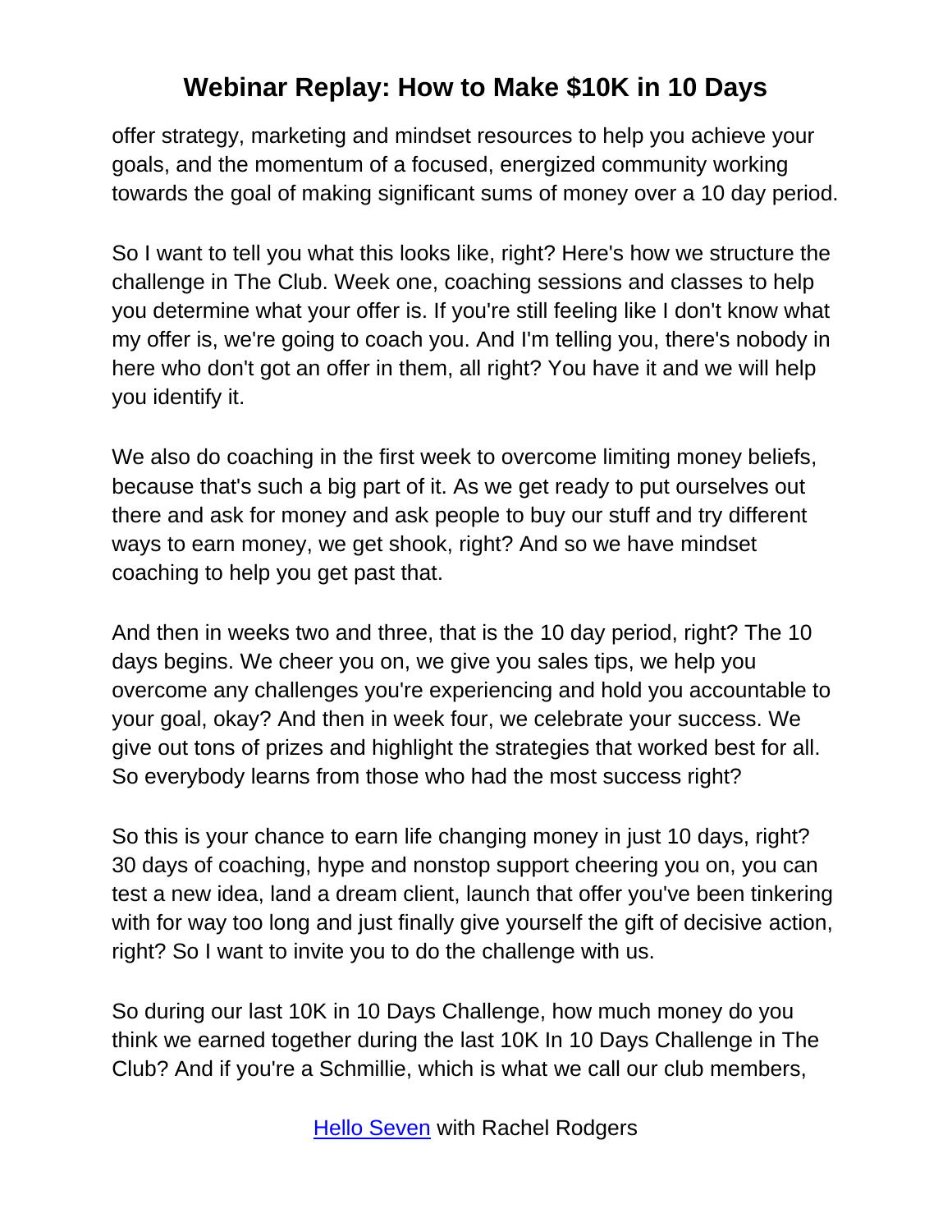offer strategy, marketing and mindset resources to help you achieve your goals, and the momentum of a focused, energized community working towards the goal of making significant sums of money over a 10 day period.

So I want to tell you what this looks like, right? Here's how we structure the challenge in The Club. Week one, coaching sessions and classes to help you determine what your offer is. If you're still feeling like I don't know what my offer is, we're going to coach you. And I'm telling you, there's nobody in here who don't got an offer in them, all right? You have it and we will help you identify it.

We also do coaching in the first week to overcome limiting money beliefs, because that's such a big part of it. As we get ready to put ourselves out there and ask for money and ask people to buy our stuff and try different ways to earn money, we get shook, right? And so we have mindset coaching to help you get past that.

And then in weeks two and three, that is the 10 day period, right? The 10 days begins. We cheer you on, we give you sales tips, we help you overcome any challenges you're experiencing and hold you accountable to your goal, okay? And then in week four, we celebrate your success. We give out tons of prizes and highlight the strategies that worked best for all. So everybody learns from those who had the most success right?

So this is your chance to earn life changing money in just 10 days, right? 30 days of coaching, hype and nonstop support cheering you on, you can test a new idea, land a dream client, launch that offer you've been tinkering with for way too long and just finally give yourself the gift of decisive action, right? So I want to invite you to do the challenge with us.

So during our last 10K in 10 Days Challenge, how much money do you think we earned together during the last 10K In 10 Days Challenge in The Club? And if you're a Schmillie, which is what we call our club members,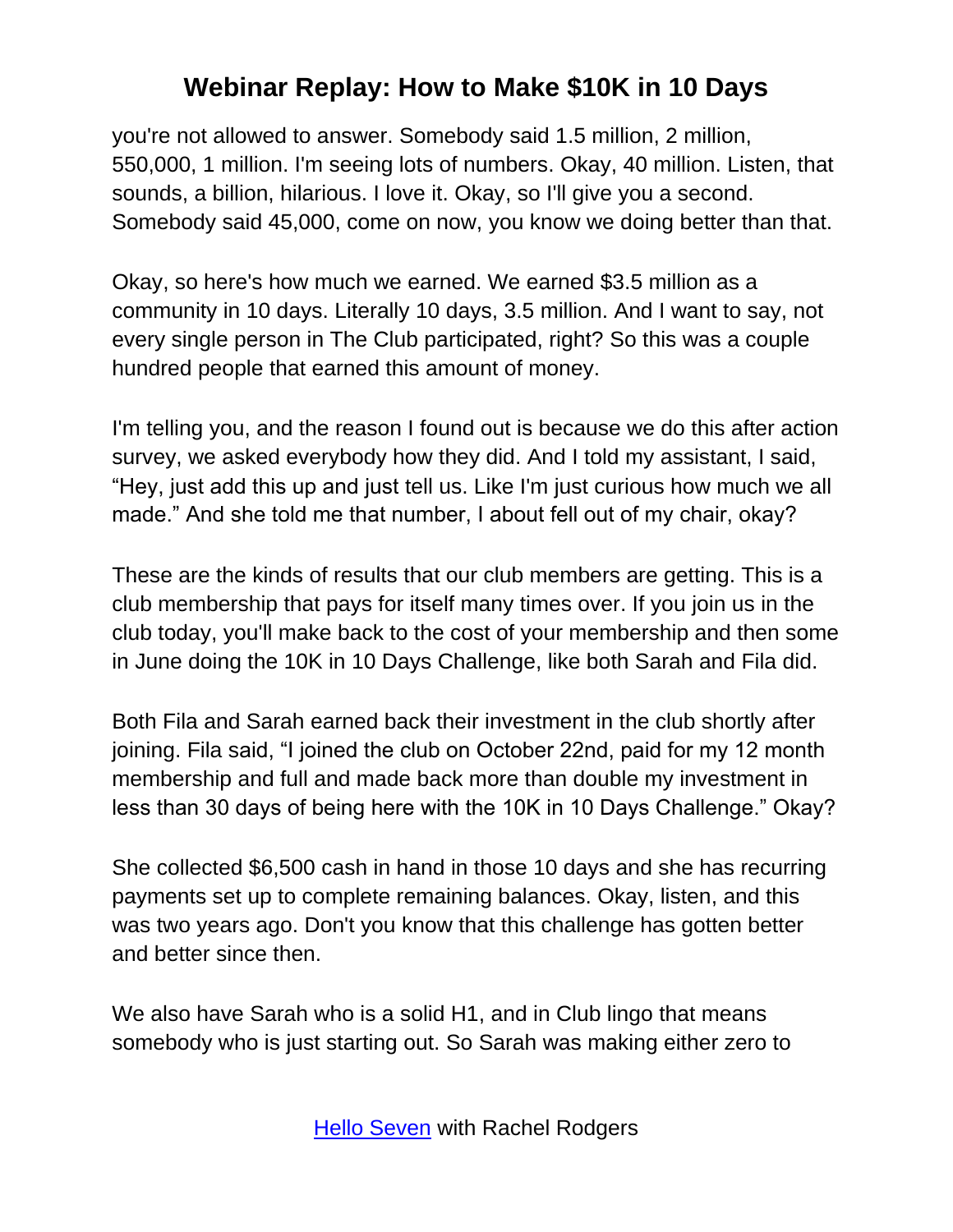you're not allowed to answer. Somebody said 1.5 million, 2 million, 550,000, 1 million. I'm seeing lots of numbers. Okay, 40 million. Listen, that sounds, a billion, hilarious. I love it. Okay, so I'll give you a second. Somebody said 45,000, come on now, you know we doing better than that.

Okay, so here's how much we earned. We earned $3.5 million as a community in 10 days. Literally 10 days, 3.5 million. And I want to say, not every single person in The Club participated, right? So this was a couple hundred people that earned this amount of money.

I'm telling you, and the reason I found out is because we do this after action survey, we asked everybody how they did. And I told my assistant, I said, "Hey, just add this up and just tell us. Like I'm just curious how much we all made." And she told me that number, I about fell out of my chair, okay?

These are the kinds of results that our club members are getting. This is a club membership that pays for itself many times over. If you join us in the club today, you'll make back to the cost of your membership and then some in June doing the 10K in 10 Days Challenge, like both Sarah and Fila did.

Both Fila and Sarah earned back their investment in the club shortly after joining. Fila said, "I joined the club on October 22nd, paid for my 12 month membership and full and made back more than double my investment in less than 30 days of being here with the 10K in 10 Days Challenge." Okay?

She collected $6,500 cash in hand in those 10 days and she has recurring payments set up to complete remaining balances. Okay, listen, and this was two years ago. Don't you know that this challenge has gotten better and better since then.

We also have Sarah who is a solid H1, and in Club lingo that means somebody who is just starting out. So Sarah was making either zero to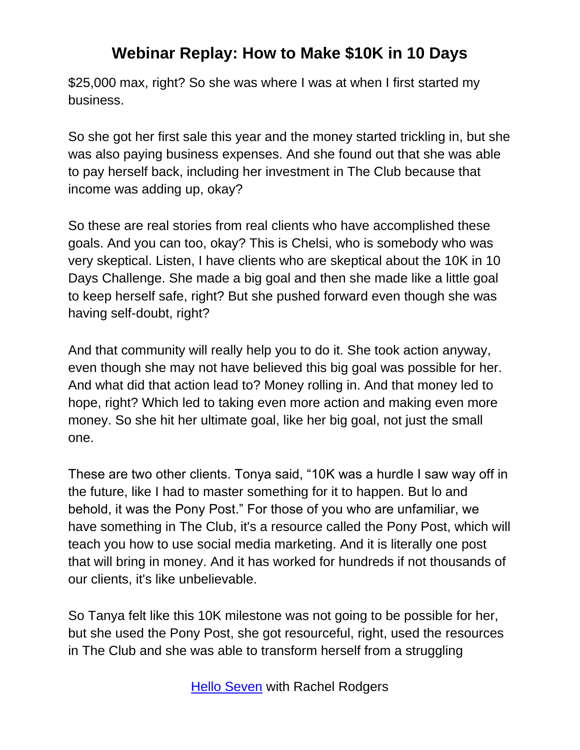$25,000 max, right? So she was where I was at when I first started my business.

So she got her first sale this year and the money started trickling in, but she was also paying business expenses. And she found out that she was able to pay herself back, including her investment in The Club because that income was adding up, okay?

So these are real stories from real clients who have accomplished these goals. And you can too, okay? This is Chelsi, who is somebody who was very skeptical. Listen, I have clients who are skeptical about the 10K in 10 Days Challenge. She made a big goal and then she made like a little goal to keep herself safe, right? But she pushed forward even though she was having self-doubt, right?

And that community will really help you to do it. She took action anyway, even though she may not have believed this big goal was possible for her. And what did that action lead to? Money rolling in. And that money led to hope, right? Which led to taking even more action and making even more money. So she hit her ultimate goal, like her big goal, not just the small one.

These are two other clients. Tonya said, "10K was a hurdle I saw way off in the future, like I had to master something for it to happen. But lo and behold, it was the Pony Post." For those of you who are unfamiliar, we have something in The Club, it's a resource called the Pony Post, which will teach you how to use social media marketing. And it is literally one post that will bring in money. And it has worked for hundreds if not thousands of our clients, it's like unbelievable.

So Tanya felt like this 10K milestone was not going to be possible for her, but she used the Pony Post, she got resourceful, right, used the resources in The Club and she was able to transform herself from a struggling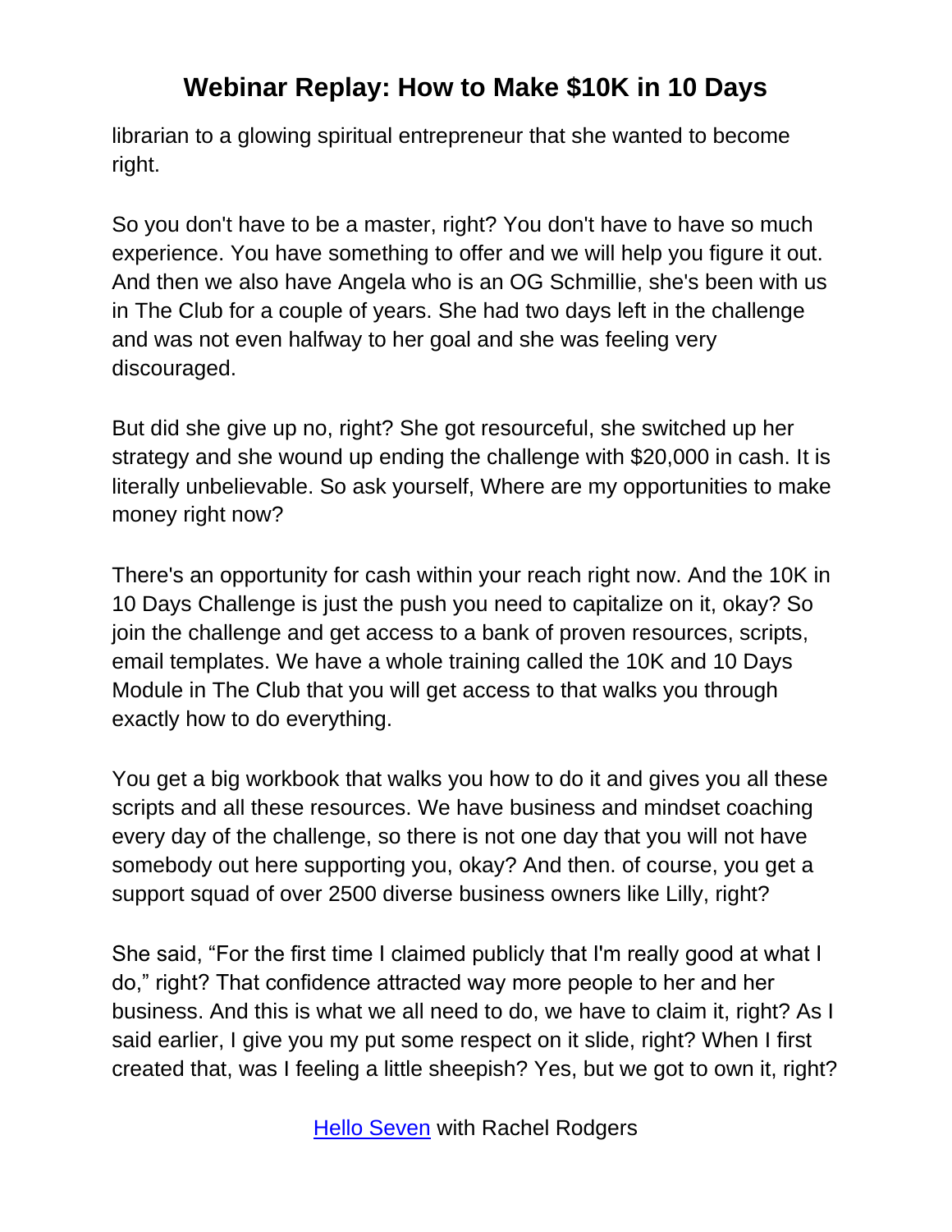librarian to a glowing spiritual entrepreneur that she wanted to become right.

So you don't have to be a master, right? You don't have to have so much experience. You have something to offer and we will help you figure it out. And then we also have Angela who is an OG Schmillie, she's been with us in The Club for a couple of years. She had two days left in the challenge and was not even halfway to her goal and she was feeling very discouraged.

But did she give up no, right? She got resourceful, she switched up her strategy and she wound up ending the challenge with $20,000 in cash. It is literally unbelievable. So ask yourself, Where are my opportunities to make money right now?

There's an opportunity for cash within your reach right now. And the 10K in 10 Days Challenge is just the push you need to capitalize on it, okay? So join the challenge and get access to a bank of proven resources, scripts, email templates. We have a whole training called the 10K and 10 Days Module in The Club that you will get access to that walks you through exactly how to do everything.

You get a big workbook that walks you how to do it and gives you all these scripts and all these resources. We have business and mindset coaching every day of the challenge, so there is not one day that you will not have somebody out here supporting you, okay? And then. of course, you get a support squad of over 2500 diverse business owners like Lilly, right?

She said, “For the first time I claimed publicly that I'm really good at what I do,” right? That confidence attracted way more people to her and her business. And this is what we all need to do, we have to claim it, right? As I said earlier, I give you my put some respect on it slide, right? When I first created that, was I feeling a little sheepish? Yes, but we got to own it, right?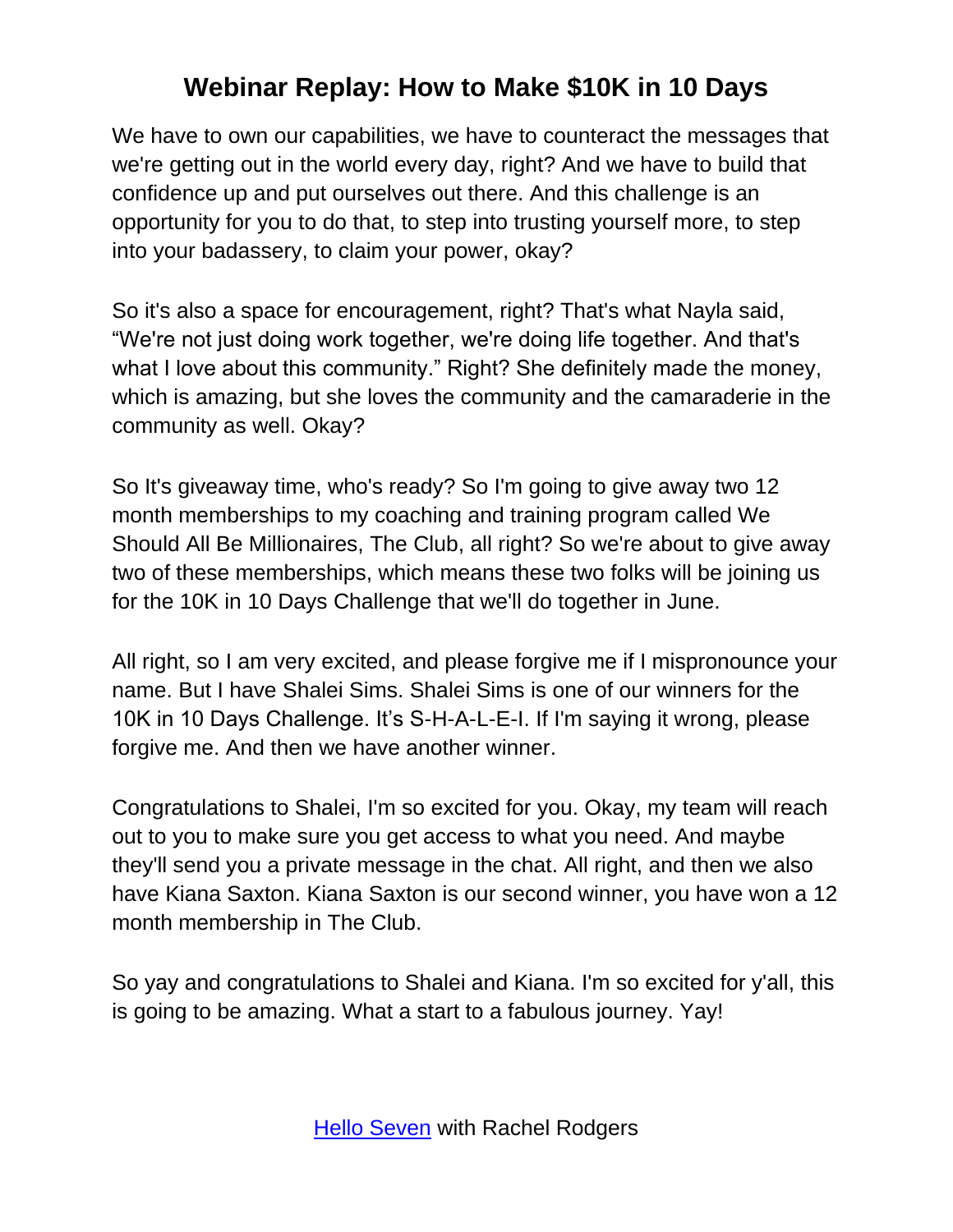# Webinar Replay: How to Make $10K in 10 Days

We have to own our capabilities, we have to counteract the messages that we're getting out in the world every day, right? And we have to build that confidence up and put ourselves out there. And this challenge is an opportunity for you to do that, to step into trusting yourself more, to step into your badassery, to claim your power, okay?

So it's also a space for encouragement, right? That's what Nayla said, "We're not just doing work together, we're doing life together. And that's what I love about this community." Right? She definitely made the money, which is amazing, but she loves the community and the camaraderie in the community as well. Okay?

So It's giveaway time, who's ready? So I'm going to give away two 12 month memberships to my coaching and training program called We Should All Be Millionaires, The Club, all right? So we're about to give away two of these memberships, which means these two folks will be joining us for the 10K in 10 Days Challenge that we'll do together in June.

All right, so I am very excited, and please forgive me if I mispronounce your name. But I have Shalei Sims. Shalei Sims is one of our winners for the 10K in 10 Days Challenge. It's S-H-A-L-E-I. If I'm saying it wrong, please forgive me. And then we have another winner.

Congratulations to Shalei, I'm so excited for you. Okay, my team will reach out to you to make sure you get access to what you need. And maybe they'll send you a private message in the chat. All right, and then we also have Kiana Saxton. Kiana Saxton is our second winner, you have won a 12 month membership in The Club.

So yay and congratulations to Shalei and Kiana. I'm so excited for y'all, this is going to be amazing. What a start to a fabulous journey. Yay!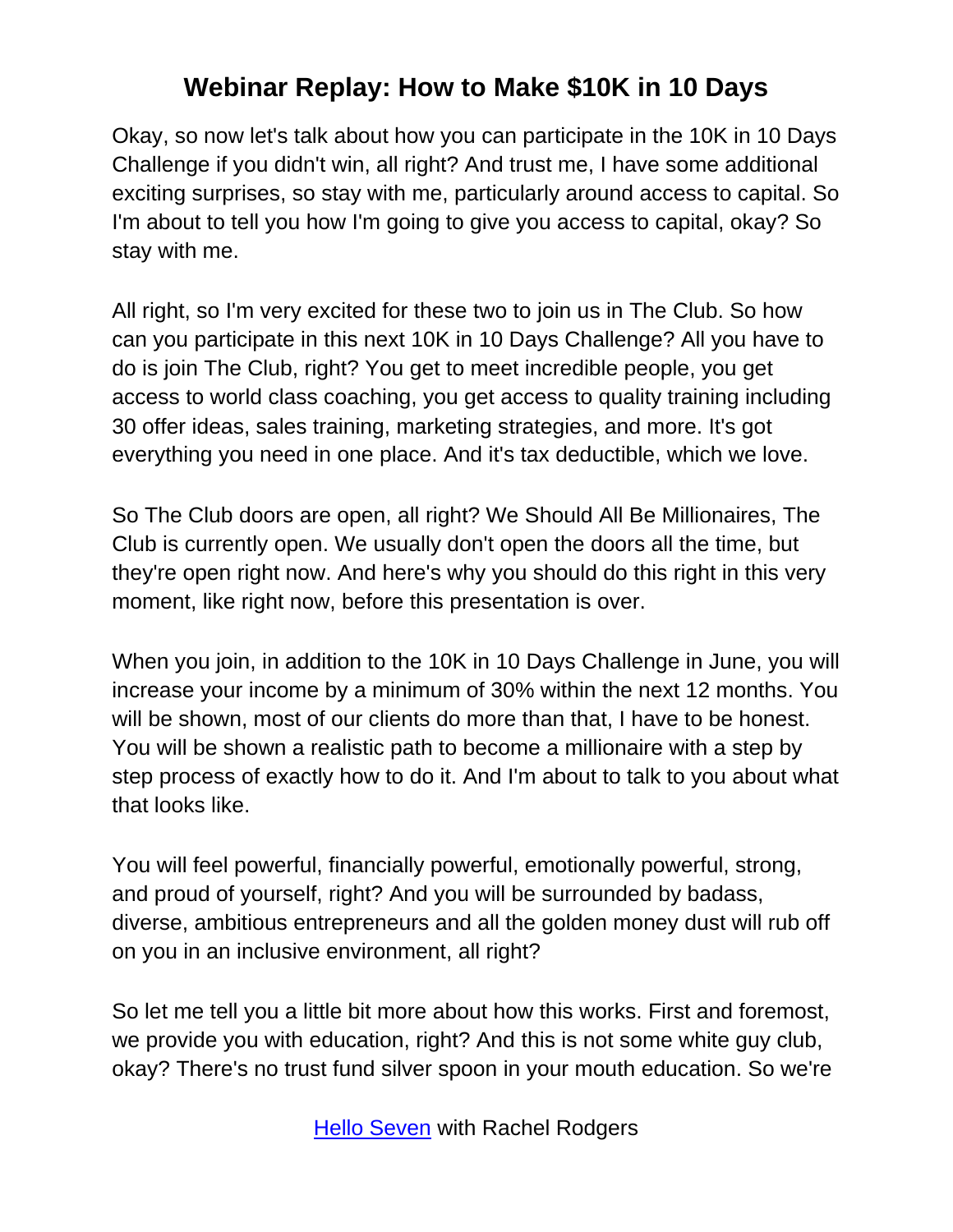# Webinar Replay: How to Make $10K in 10 Days

Okay, so now let's talk about how you can participate in the 10K in 10 Days Challenge if you didn't win, all right? And trust me, I have some additional exciting surprises, so stay with me, particularly around access to capital. So I'm about to tell you how I'm going to give you access to capital, okay? So stay with me.

All right, so I'm very excited for these two to join us in The Club. So how can you participate in this next 10K in 10 Days Challenge? All you have to do is join The Club, right? You get to meet incredible people, you get access to world class coaching, you get access to quality training including 30 offer ideas, sales training, marketing strategies, and more. It's got everything you need in one place. And it's tax deductible, which we love.

So The Club doors are open, all right? We Should All Be Millionaires, The Club is currently open. We usually don't open the doors all the time, but they're open right now. And here's why you should do this right in this very moment, like right now, before this presentation is over.

When you join, in addition to the 10K in 10 Days Challenge in June, you will increase your income by a minimum of 30% within the next 12 months. You will be shown, most of our clients do more than that, I have to be honest. You will be shown a realistic path to become a millionaire with a step by step process of exactly how to do it. And I'm about to talk to you about what that looks like.

You will feel powerful, financially powerful, emotionally powerful, strong, and proud of yourself, right? And you will be surrounded by badass, diverse, ambitious entrepreneurs and all the golden money dust will rub off on you in an inclusive environment, all right?

So let me tell you a little bit more about how this works. First and foremost, we provide you with education, right? And this is not some white guy club, okay? There's no trust fund silver spoon in your mouth education. So we're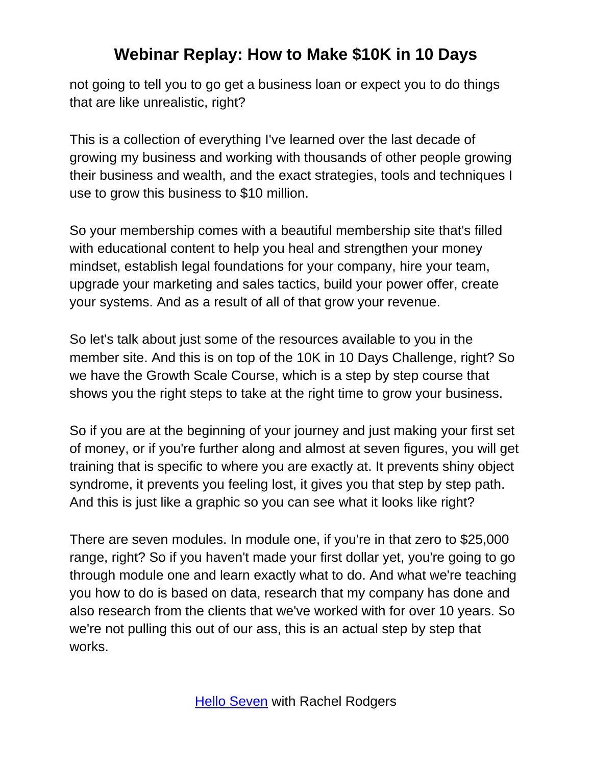not going to tell you to go get a business loan or expect you to do things that are like unrealistic, right?

This is a collection of everything I've learned over the last decade of growing my business and working with thousands of other people growing their business and wealth, and the exact strategies, tools and techniques I use to grow this business to $10 million.

So your membership comes with a beautiful membership site that's filled with educational content to help you heal and strengthen your money mindset, establish legal foundations for your company, hire your team, upgrade your marketing and sales tactics, build your power offer, create your systems. And as a result of all of that grow your revenue.

So let's talk about just some of the resources available to you in the member site. And this is on top of the 10K in 10 Days Challenge, right? So we have the Growth Scale Course, which is a step by step course that shows you the right steps to take at the right time to grow your business.

So if you are at the beginning of your journey and just making your first set of money, or if you're further along and almost at seven figures, you will get training that is specific to where you are exactly at. It prevents shiny object syndrome, it prevents you feeling lost, it gives you that step by step path. And this is just like a graphic so you can see what it looks like right?

There are seven modules. In module one, if you're in that zero to $25,000 range, right? So if you haven't made your first dollar yet, you're going to go through module one and learn exactly what to do. And what we're teaching you how to do is based on data, research that my company has done and also research from the clients that we've worked with for over 10 years. So we're not pulling this out of our ass, this is an actual step by step that works.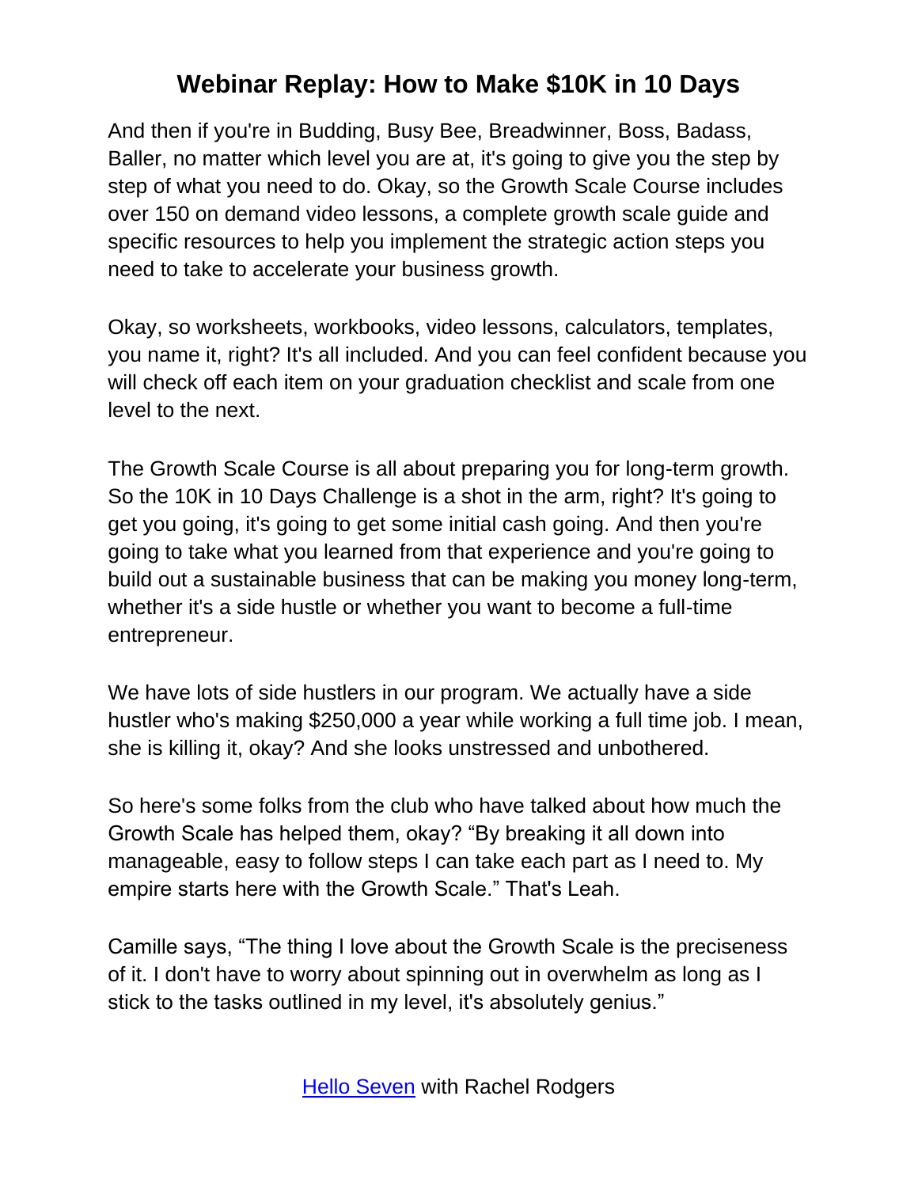And then if you're in Budding, Busy Bee, Breadwinner, Boss, Badass, Baller, no matter which level you are at, it's going to give you the step by step of what you need to do. Okay, so the Growth Scale Course includes over 150 on demand video lessons, a complete growth scale guide and specific resources to help you implement the strategic action steps you need to take to accelerate your business growth.

Okay, so worksheets, workbooks, video lessons, calculators, templates, you name it, right? It's all included. And you can feel confident because you will check off each item on your graduation checklist and scale from one level to the next.

The Growth Scale Course is all about preparing you for long-term growth. So the 10K in 10 Days Challenge is a shot in the arm, right? It's going to get you going, it's going to get some initial cash going. And then you're going to take what you learned from that experience and you're going to build out a sustainable business that can be making you money long-term, whether it's a side hustle or whether you want to become a full-time entrepreneur.

We have lots of side hustlers in our program. We actually have a side hustler who's making $250,000 a year while working a full time job. I mean, she is killing it, okay? And she looks unstressed and unbothered.

So here's some folks from the club who have talked about how much the Growth Scale has helped them, okay? “By breaking it all down into manageable, easy to follow steps I can take each part as I need to. My empire starts here with the Growth Scale.” That's Leah.

Camille says, “The thing I love about the Growth Scale is the preciseness of it. I don't have to worry about spinning out in overwhelm as long as I stick to the tasks outlined in my level, it's absolutely genius.”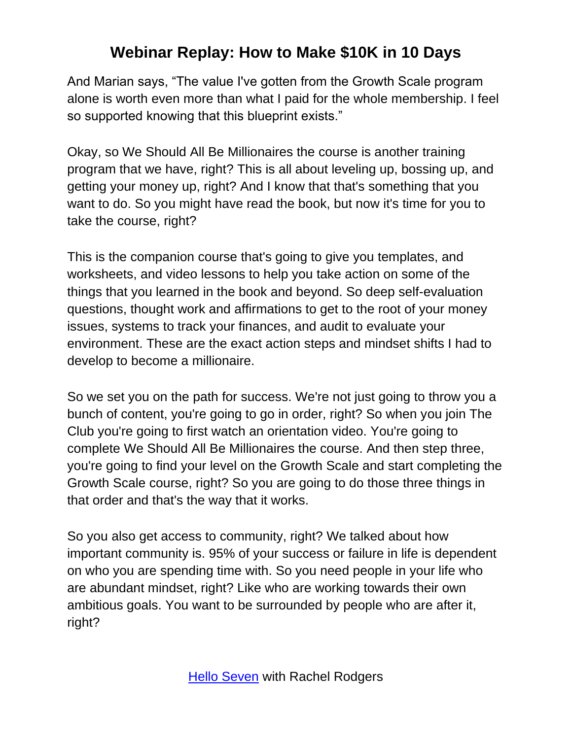And Marian says, “The value I've gotten from the Growth Scale program alone is worth even more than what I paid for the whole membership. I feel so supported knowing that this blueprint exists.”

Okay, so We Should All Be Millionaires the course is another training program that we have, right? This is all about leveling up, bossing up, and getting your money up, right? And I know that that's something that you want to do. So you might have read the book, but now it's time for you to take the course, right?

This is the companion course that's going to give you templates, and worksheets, and video lessons to help you take action on some of the things that you learned in the book and beyond. So deep self-evaluation questions, thought work and affirmations to get to the root of your money issues, systems to track your finances, and audit to evaluate your environment. These are the exact action steps and mindset shifts I had to develop to become a millionaire.

So we set you on the path for success. We're not just going to throw you a bunch of content, you're going to go in order, right? So when you join The Club you're going to first watch an orientation video. You're going to complete We Should All Be Millionaires the course. And then step three, you're going to find your level on the Growth Scale and start completing the Growth Scale course, right? So you are going to do those three things in that order and that's the way that it works.

So you also get access to community, right? We talked about how important community is. 95% of your success or failure in life is dependent on who you are spending time with. So you need people in your life who are abundant mindset, right? Like who are working towards their own ambitious goals. You want to be surrounded by people who are after it, right?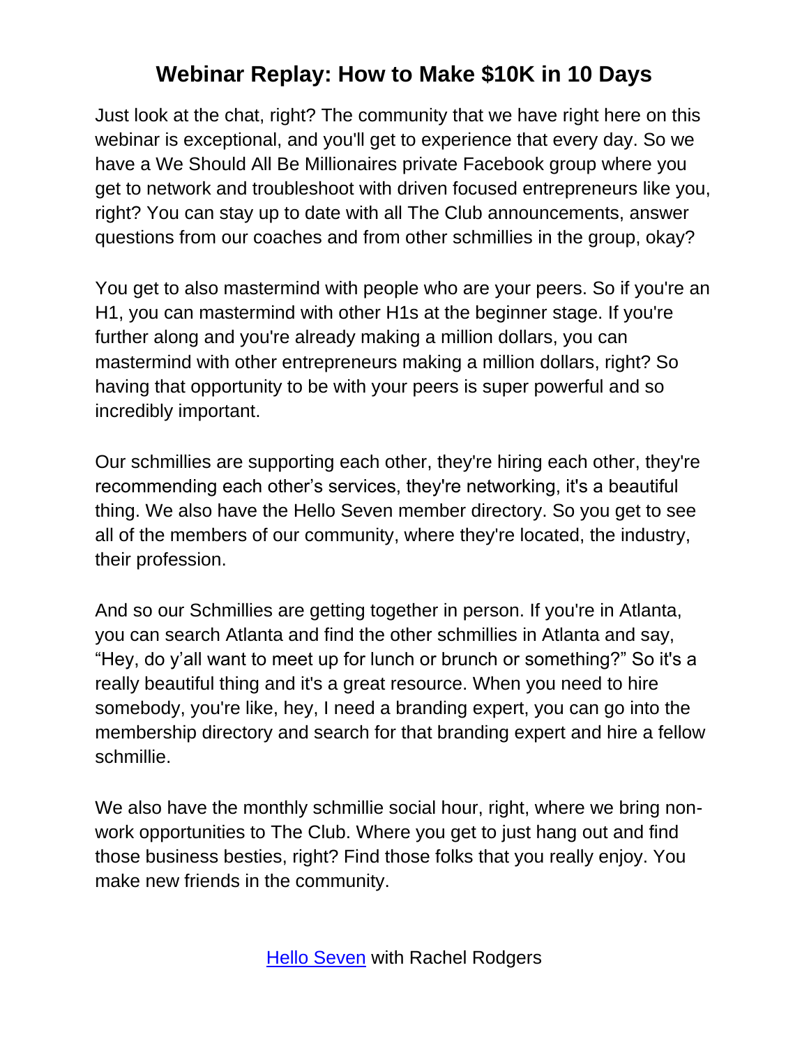Just look at the chat, right? The community that we have right here on this webinar is exceptional, and you'll get to experience that every day. So we have a We Should All Be Millionaires private Facebook group where you get to network and troubleshoot with driven focused entrepreneurs like you, right? You can stay up to date with all The Club announcements, answer questions from our coaches and from other schmillies in the group, okay?

You get to also mastermind with people who are your peers. So if you're an H1, you can mastermind with other H1s at the beginner stage. If you're further along and you're already making a million dollars, you can mastermind with other entrepreneurs making a million dollars, right? So having that opportunity to be with your peers is super powerful and so incredibly important.

Our schmillies are supporting each other, they're hiring each other, they're recommending each other's services, they're networking, it's a beautiful thing. We also have the Hello Seven member directory. So you get to see all of the members of our community, where they're located, the industry, their profession.

And so our Schmillies are getting together in person. If you're in Atlanta, you can search Atlanta and find the other schmillies in Atlanta and say, "Hey, do y'all want to meet up for lunch or brunch or something?" So it's a really beautiful thing and it's a great resource. When you need to hire somebody, you're like, hey, I need a branding expert, you can go into the membership directory and search for that branding expert and hire a fellow schmillie.

We also have the monthly schmillie social hour, right, where we bring non-work opportunities to The Club. Where you get to just hang out and find those business besties, right? Find those folks that you really enjoy. You make new friends in the community.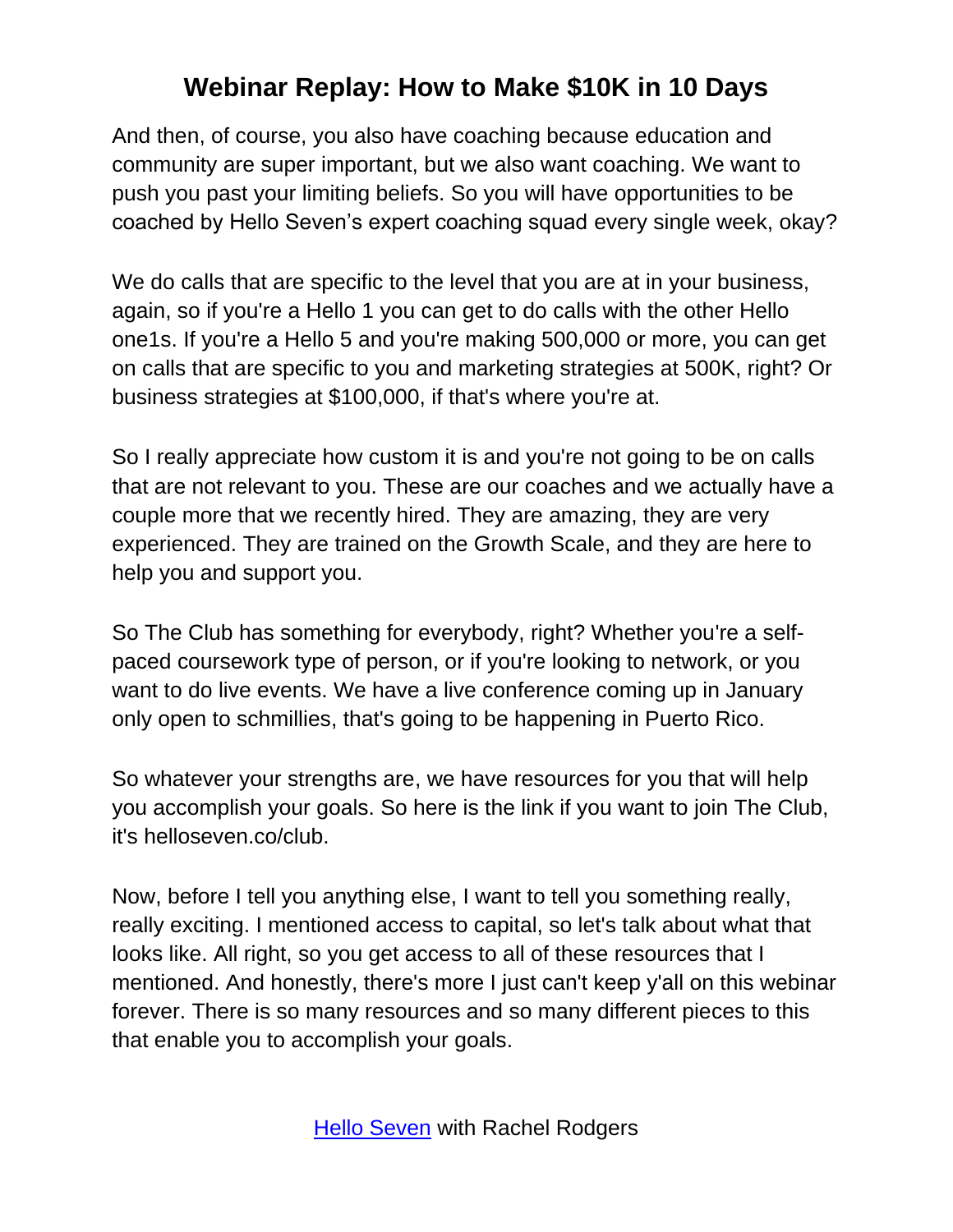And then, of course, you also have coaching because education and community are super important, but we also want coaching. We want to push you past your limiting beliefs. So you will have opportunities to be coached by Hello Seven's expert coaching squad every single week, okay?

We do calls that are specific to the level that you are at in your business, again, so if you're a Hello 1 you can get to do calls with the other Hello one1s. If you're a Hello 5 and you're making 500,000 or more, you can get on calls that are specific to you and marketing strategies at 500K, right? Or business strategies at $100,000, if that's where you're at.

So I really appreciate how custom it is and you're not going to be on calls that are not relevant to you. These are our coaches and we actually have a couple more that we recently hired. They are amazing, they are very experienced. They are trained on the Growth Scale, and they are here to help you and support you.

So The Club has something for everybody, right? Whether you're a self-paced coursework type of person, or if you're looking to network, or you want to do live events. We have a live conference coming up in January only open to schmillies, that's going to be happening in Puerto Rico.

So whatever your strengths are, we have resources for you that will help you accomplish your goals. So here is the link if you want to join The Club, it's helloseven.co/club.

Now, before I tell you anything else, I want to tell you something really, really exciting. I mentioned access to capital, so let's talk about what that looks like. All right, so you get access to all of these resources that I mentioned. And honestly, there's more I just can't keep y'all on this webinar forever. There is so many resources and so many different pieces to this that enable you to accomplish your goals.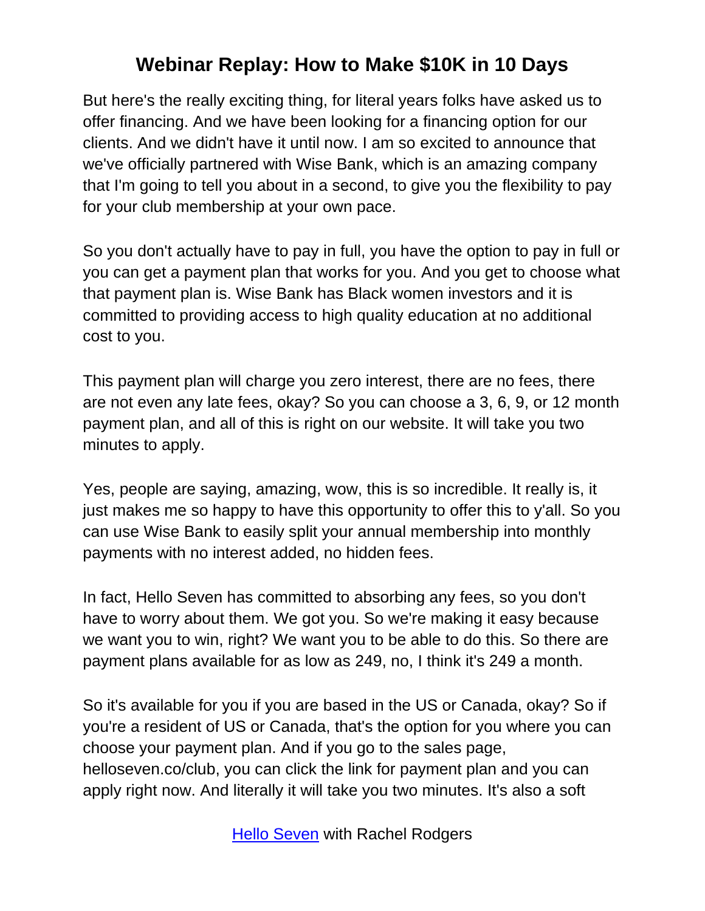But here's the really exciting thing, for literal years folks have asked us to offer financing. And we have been looking for a financing option for our clients. And we didn't have it until now. I am so excited to announce that we've officially partnered with Wise Bank, which is an amazing company that I'm going to tell you about in a second, to give you the flexibility to pay for your club membership at your own pace.

So you don't actually have to pay in full, you have the option to pay in full or you can get a payment plan that works for you. And you get to choose what that payment plan is. Wise Bank has Black women investors and it is committed to providing access to high quality education at no additional cost to you.

This payment plan will charge you zero interest, there are no fees, there are not even any late fees, okay? So you can choose a 3, 6, 9, or 12 month payment plan, and all of this is right on our website. It will take you two minutes to apply.

Yes, people are saying, amazing, wow, this is so incredible. It really is, it just makes me so happy to have this opportunity to offer this to y'all. So you can use Wise Bank to easily split your annual membership into monthly payments with no interest added, no hidden fees.

In fact, Hello Seven has committed to absorbing any fees, so you don't have to worry about them. We got you. So we're making it easy because we want you to win, right? We want you to be able to do this. So there are payment plans available for as low as 249, no, I think it's 249 a month.

So it's available for you if you are based in the US or Canada, okay? So if you're a resident of US or Canada, that's the option for you where you can choose your payment plan. And if you go to the sales page, helloseven.co/club, you can click the link for payment plan and you can apply right now. And literally it will take you two minutes. It's also a soft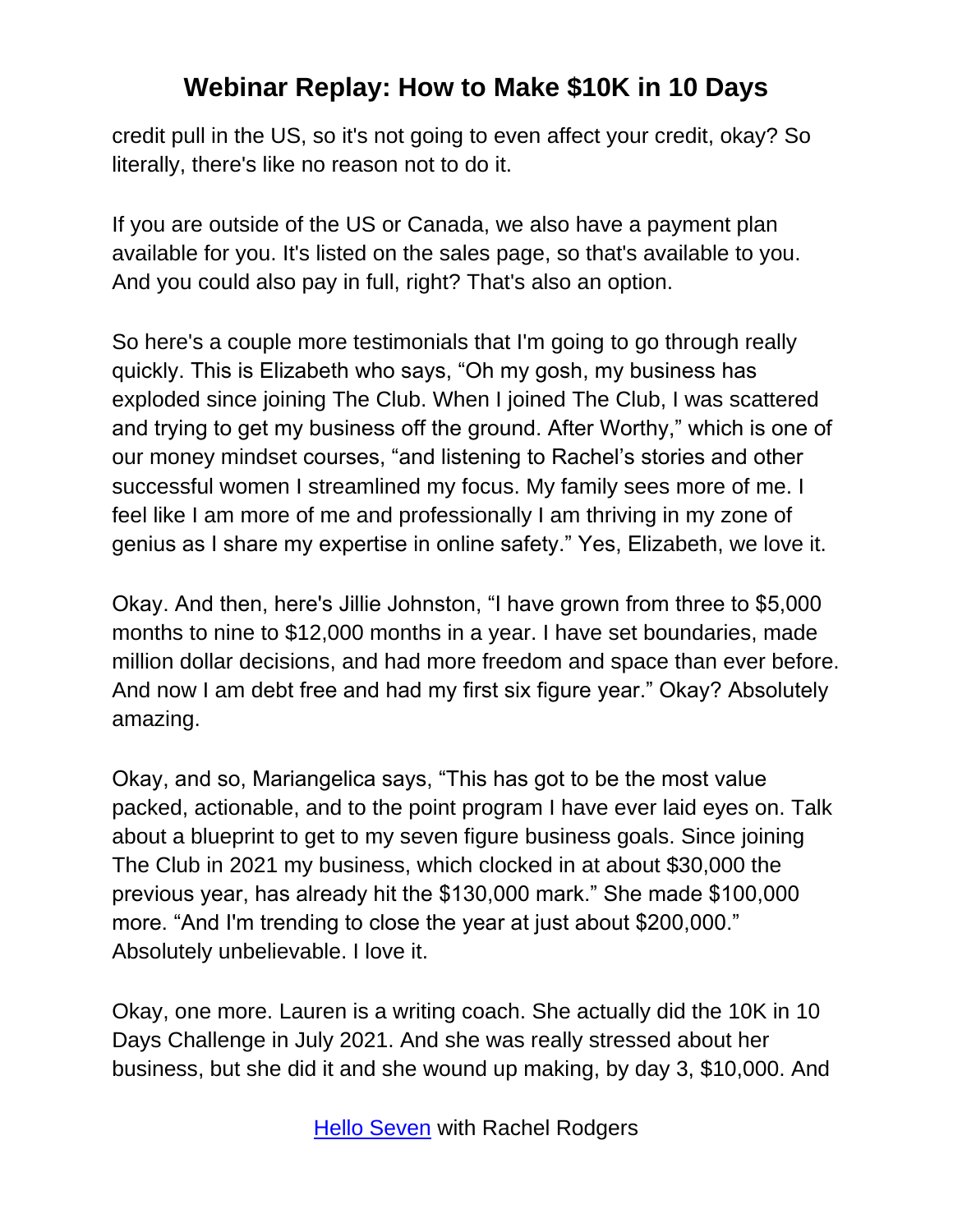credit pull in the US, so it's not going to even affect your credit, okay? So literally, there's like no reason not to do it.

If you are outside of the US or Canada, we also have a payment plan available for you. It's listed on the sales page, so that's available to you. And you could also pay in full, right? That's also an option.

So here's a couple more testimonials that I'm going to go through really quickly. This is Elizabeth who says, “Oh my gosh, my business has exploded since joining The Club. When I joined The Club, I was scattered and trying to get my business off the ground. After Worthy,” which is one of our money mindset courses, “and listening to Rachel’s stories and other successful women I streamlined my focus. My family sees more of me. I feel like I am more of me and professionally I am thriving in my zone of genius as I share my expertise in online safety.” Yes, Elizabeth, we love it.

Okay. And then, here's Jillie Johnston, “I have grown from three to $5,000 months to nine to $12,000 months in a year. I have set boundaries, made million dollar decisions, and had more freedom and space than ever before. And now I am debt free and had my first six figure year.” Okay? Absolutely amazing.

Okay, and so, Mariangelica says, “This has got to be the most value packed, actionable, and to the point program I have ever laid eyes on. Talk about a blueprint to get to my seven figure business goals. Since joining The Club in 2021 my business, which clocked in at about $30,000 the previous year, has already hit the $130,000 mark.” She made $100,000 more. “And I'm trending to close the year at just about $200,000.” Absolutely unbelievable. I love it.

Okay, one more. Lauren is a writing coach. She actually did the 10K in 10 Days Challenge in July 2021. And she was really stressed about her business, but she did it and she wound up making, by day 3, $10,000. And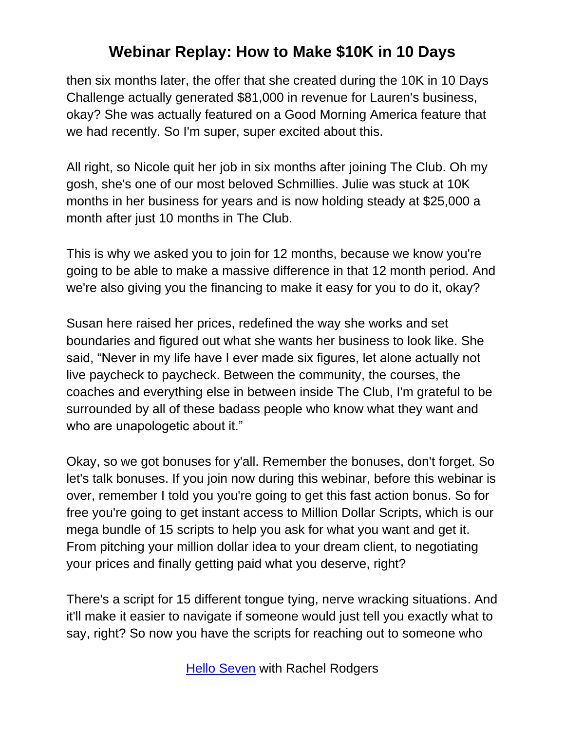then six months later, the offer that she created during the 10K in 10 Days Challenge actually generated $81,000 in revenue for Lauren's business, okay? She was actually featured on a Good Morning America feature that we had recently. So I'm super, super excited about this.

All right, so Nicole quit her job in six months after joining The Club. Oh my gosh, she's one of our most beloved Schmillies. Julie was stuck at 10K months in her business for years and is now holding steady at $25,000 a month after just 10 months in The Club.

This is why we asked you to join for 12 months, because we know you're going to be able to make a massive difference in that 12 month period. And we're also giving you the financing to make it easy for you to do it, okay?

Susan here raised her prices, redefined the way she works and set boundaries and figured out what she wants her business to look like. She said, "Never in my life have I ever made six figures, let alone actually not live paycheck to paycheck. Between the community, the courses, the coaches and everything else in between inside The Club, I'm grateful to be surrounded by all of these badass people who know what they want and who are unapologetic about it."

Okay, so we got bonuses for y'all. Remember the bonuses, don't forget. So let's talk bonuses. If you join now during this webinar, before this webinar is over, remember I told you you're going to get this fast action bonus. So for free you're going to get instant access to Million Dollar Scripts, which is our mega bundle of 15 scripts to help you ask for what you want and get it. From pitching your million dollar idea to your dream client, to negotiating your prices and finally getting paid what you deserve, right?

There's a script for 15 different tongue tying, nerve wracking situations. And it'll make it easier to navigate if someone would just tell you exactly what to say, right? So now you have the scripts for reaching out to someone who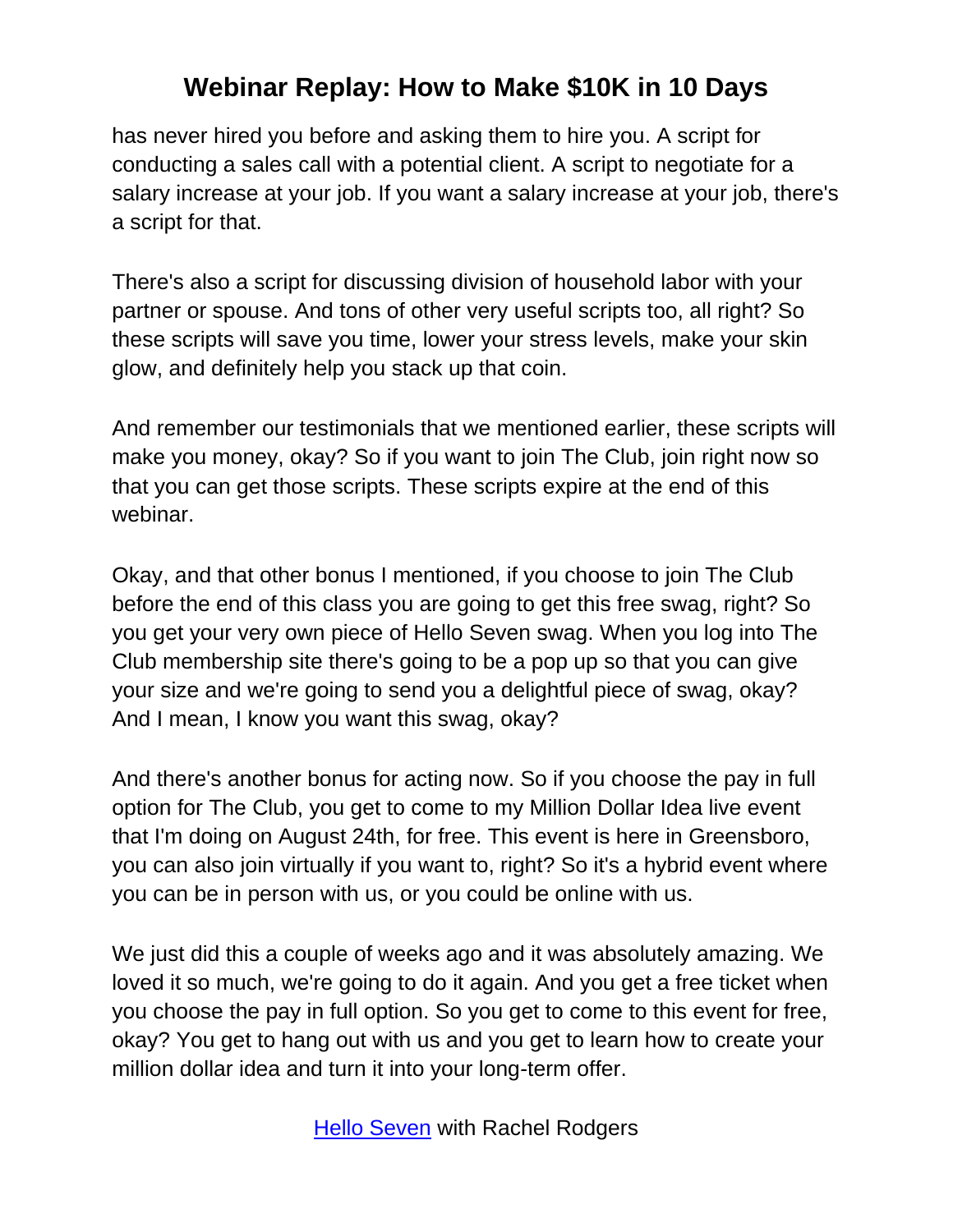has never hired you before and asking them to hire you. A script for conducting a sales call with a potential client. A script to negotiate for a salary increase at your job. If you want a salary increase at your job, there's a script for that.

There's also a script for discussing division of household labor with your partner or spouse. And tons of other very useful scripts too, all right? So these scripts will save you time, lower your stress levels, make your skin glow, and definitely help you stack up that coin.

And remember our testimonials that we mentioned earlier, these scripts will make you money, okay? So if you want to join The Club, join right now so that you can get those scripts. These scripts expire at the end of this webinar.

Okay, and that other bonus I mentioned, if you choose to join The Club before the end of this class you are going to get this free swag, right? So you get your very own piece of Hello Seven swag. When you log into The Club membership site there's going to be a pop up so that you can give your size and we're going to send you a delightful piece of swag, okay? And I mean, I know you want this swag, okay?

And there's another bonus for acting now. So if you choose the pay in full option for The Club, you get to come to my Million Dollar Idea live event that I'm doing on August 24th, for free. This event is here in Greensboro, you can also join virtually if you want to, right? So it's a hybrid event where you can be in person with us, or you could be online with us.

We just did this a couple of weeks ago and it was absolutely amazing. We loved it so much, we're going to do it again. And you get a free ticket when you choose the pay in full option. So you get to come to this event for free, okay? You get to hang out with us and you get to learn how to create your million dollar idea and turn it into your long-term offer.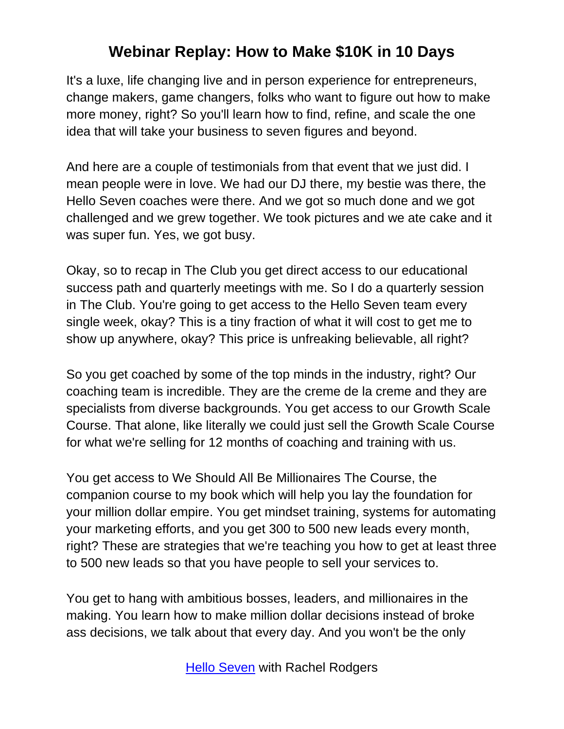It's a luxe, life changing live and in person experience for entrepreneurs, change makers, game changers, folks who want to figure out how to make more money, right? So you'll learn how to find, refine, and scale the one idea that will take your business to seven figures and beyond.

And here are a couple of testimonials from that event that we just did. I mean people were in love. We had our DJ there, my bestie was there, the Hello Seven coaches were there. And we got so much done and we got challenged and we grew together. We took pictures and we ate cake and it was super fun. Yes, we got busy.

Okay, so to recap in The Club you get direct access to our educational success path and quarterly meetings with me. So I do a quarterly session in The Club. You're going to get access to the Hello Seven team every single week, okay? This is a tiny fraction of what it will cost to get me to show up anywhere, okay? This price is unfreaking believable, all right?

So you get coached by some of the top minds in the industry, right? Our coaching team is incredible. They are the creme de la creme and they are specialists from diverse backgrounds. You get access to our Growth Scale Course. That alone, like literally we could just sell the Growth Scale Course for what we're selling for 12 months of coaching and training with us.

You get access to We Should All Be Millionaires The Course, the companion course to my book which will help you lay the foundation for your million dollar empire. You get mindset training, systems for automating your marketing efforts, and you get 300 to 500 new leads every month, right? These are strategies that we're teaching you how to get at least three to 500 new leads so that you have people to sell your services to.

You get to hang with ambitious bosses, leaders, and millionaires in the making. You learn how to make million dollar decisions instead of broke ass decisions, we talk about that every day. And you won't be the only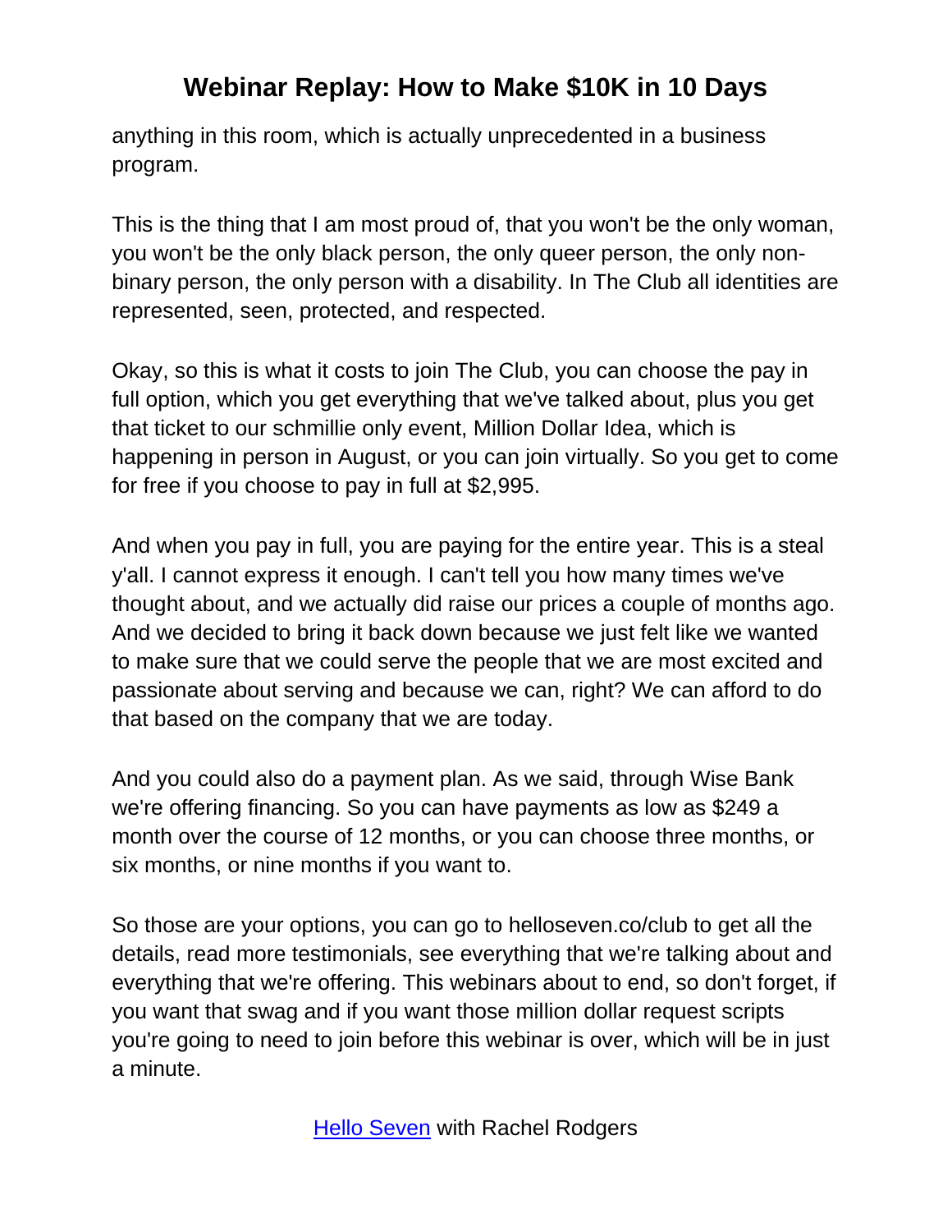anything in this room, which is actually unprecedented in a business program.

This is the thing that I am most proud of, that you won't be the only woman, you won't be the only black person, the only queer person, the only non-binary person, the only person with a disability. In The Club all identities are represented, seen, protected, and respected.

Okay, so this is what it costs to join The Club, you can choose the pay in full option, which you get everything that we've talked about, plus you get that ticket to our schmillie only event, Million Dollar Idea, which is happening in person in August, or you can join virtually. So you get to come for free if you choose to pay in full at $2,995.

And when you pay in full, you are paying for the entire year. This is a steal y'all. I cannot express it enough. I can't tell you how many times we've thought about, and we actually did raise our prices a couple of months ago. And we decided to bring it back down because we just felt like we wanted to make sure that we could serve the people that we are most excited and passionate about serving and because we can, right? We can afford to do that based on the company that we are today.

And you could also do a payment plan. As we said, through Wise Bank we're offering financing. So you can have payments as low as $249 a month over the course of 12 months, or you can choose three months, or six months, or nine months if you want to.

So those are your options, you can go to helloseven.co/club to get all the details, read more testimonials, see everything that we're talking about and everything that we're offering. This webinars about to end, so don't forget, if you want that swag and if you want those million dollar request scripts you're going to need to join before this webinar is over, which will be in just a minute.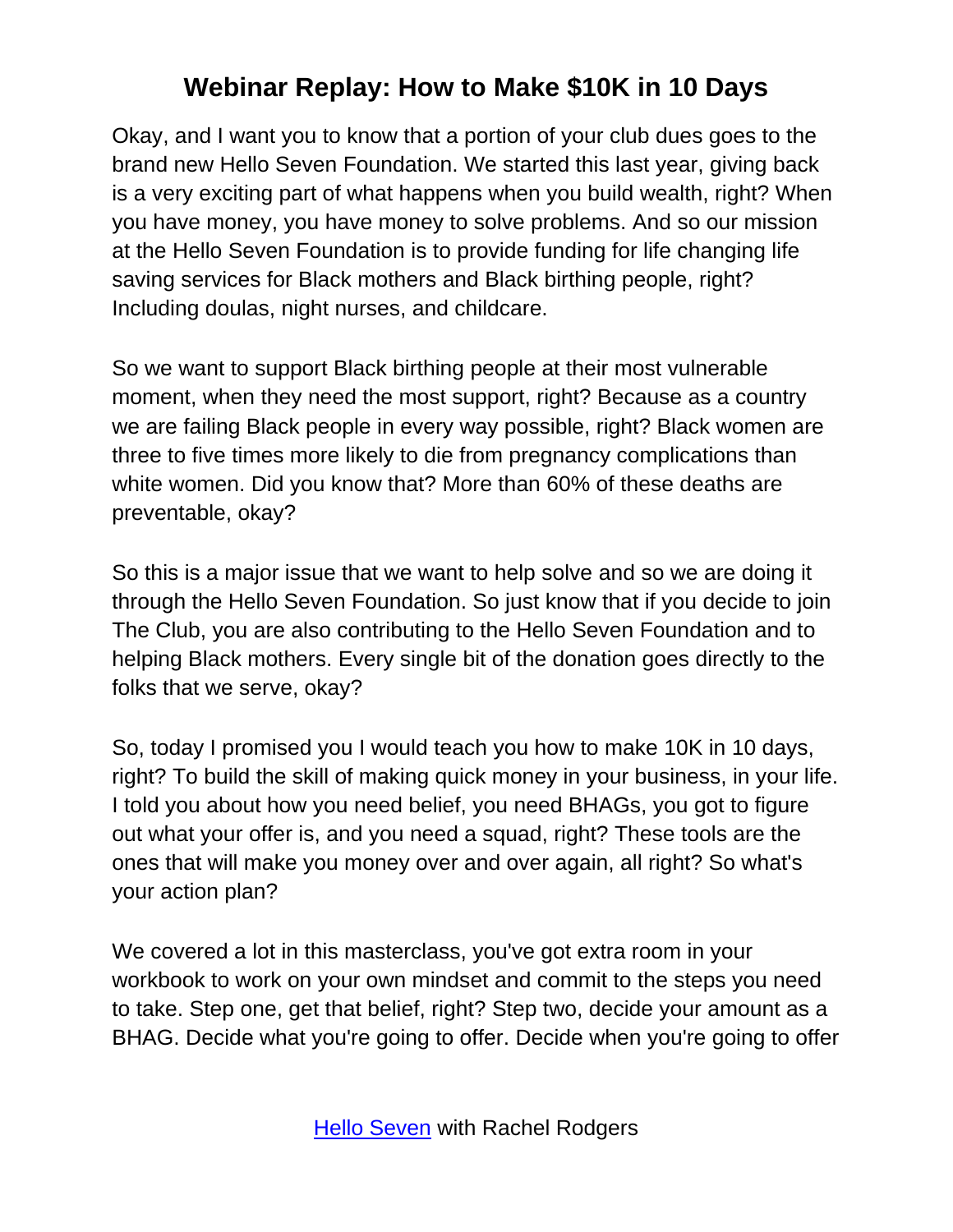# Webinar Replay: How to Make $10K in 10 Days

Okay, and I want you to know that a portion of your club dues goes to the brand new Hello Seven Foundation. We started this last year, giving back is a very exciting part of what happens when you build wealth, right? When you have money, you have money to solve problems. And so our mission at the Hello Seven Foundation is to provide funding for life changing life saving services for Black mothers and Black birthing people, right? Including doulas, night nurses, and childcare.

So we want to support Black birthing people at their most vulnerable moment, when they need the most support, right? Because as a country we are failing Black people in every way possible, right? Black women are three to five times more likely to die from pregnancy complications than white women. Did you know that? More than 60% of these deaths are preventable, okay?

So this is a major issue that we want to help solve and so we are doing it through the Hello Seven Foundation. So just know that if you decide to join The Club, you are also contributing to the Hello Seven Foundation and to helping Black mothers. Every single bit of the donation goes directly to the folks that we serve, okay?

So, today I promised you I would teach you how to make 10K in 10 days, right? To build the skill of making quick money in your business, in your life. I told you about how you need belief, you need BHAGs, you got to figure out what your offer is, and you need a squad, right? These tools are the ones that will make you money over and over again, all right? So what's your action plan?

We covered a lot in this masterclass, you've got extra room in your workbook to work on your own mindset and commit to the steps you need to take. Step one, get that belief, right? Step two, decide your amount as a BHAG. Decide what you're going to offer. Decide when you're going to offer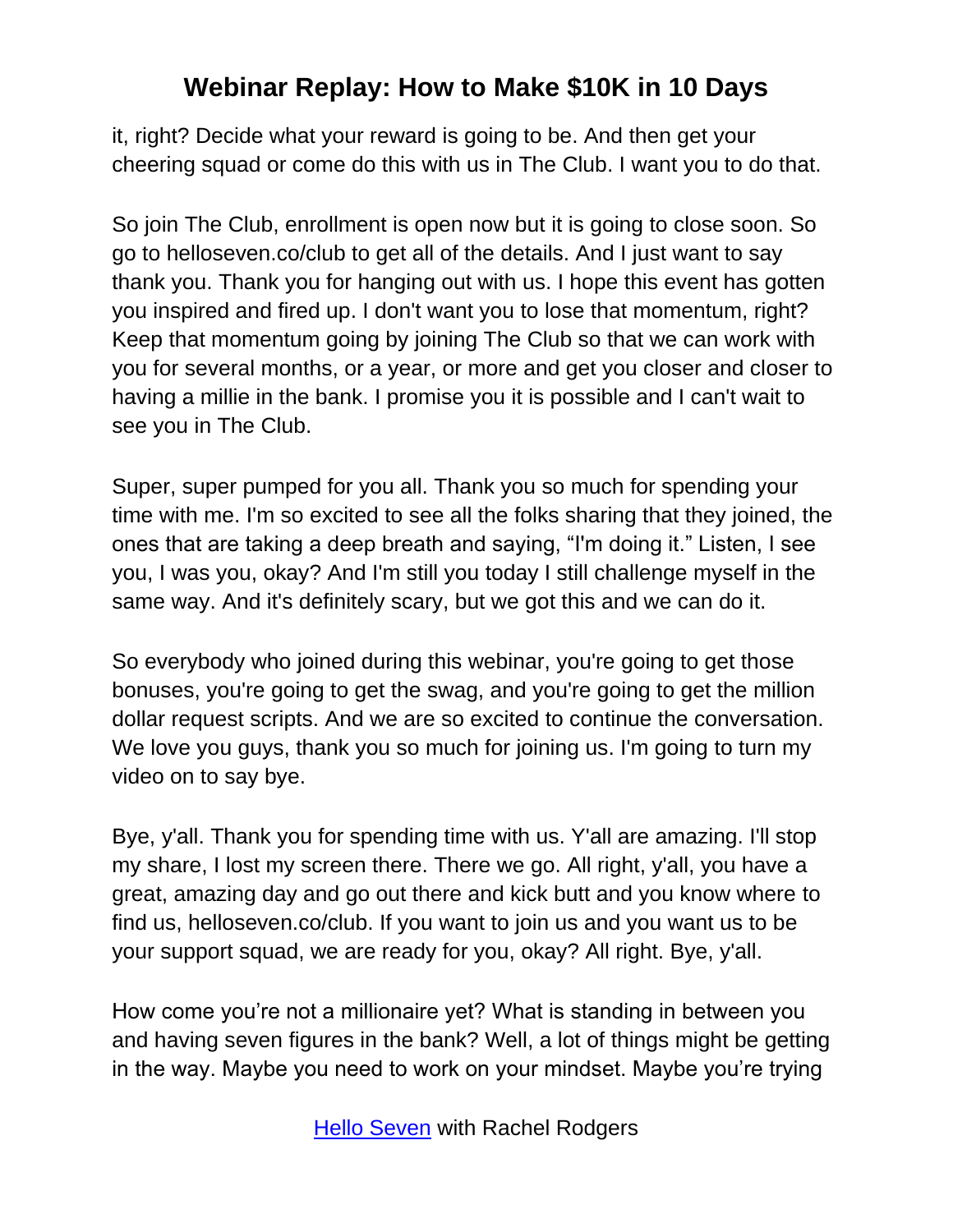it, right? Decide what your reward is going to be. And then get your cheering squad or come do this with us in The Club. I want you to do that.

So join The Club, enrollment is open now but it is going to close soon. So go to helloseven.co/club to get all of the details. And I just want to say thank you. Thank you for hanging out with us. I hope this event has gotten you inspired and fired up. I don't want you to lose that momentum, right? Keep that momentum going by joining The Club so that we can work with you for several months, or a year, or more and get you closer and closer to having a millie in the bank. I promise you it is possible and I can't wait to see you in The Club.

Super, super pumped for you all. Thank you so much for spending your time with me. I'm so excited to see all the folks sharing that they joined, the ones that are taking a deep breath and saying, "I'm doing it." Listen, I see you, I was you, okay? And I'm still you today I still challenge myself in the same way. And it's definitely scary, but we got this and we can do it.

So everybody who joined during this webinar, you're going to get those bonuses, you're going to get the swag, and you're going to get the million dollar request scripts. And we are so excited to continue the conversation. We love you guys, thank you so much for joining us. I'm going to turn my video on to say bye.

Bye, y'all. Thank you for spending time with us. Y'all are amazing. I'll stop my share, I lost my screen there. There we go. All right, y'all, you have a great, amazing day and go out there and kick butt and you know where to find us, helloseven.co/club. If you want to join us and you want us to be your support squad, we are ready for you, okay? All right. Bye, y'all.

How come you're not a millionaire yet? What is standing in between you and having seven figures in the bank? Well, a lot of things might be getting in the way. Maybe you need to work on your mindset. Maybe you're trying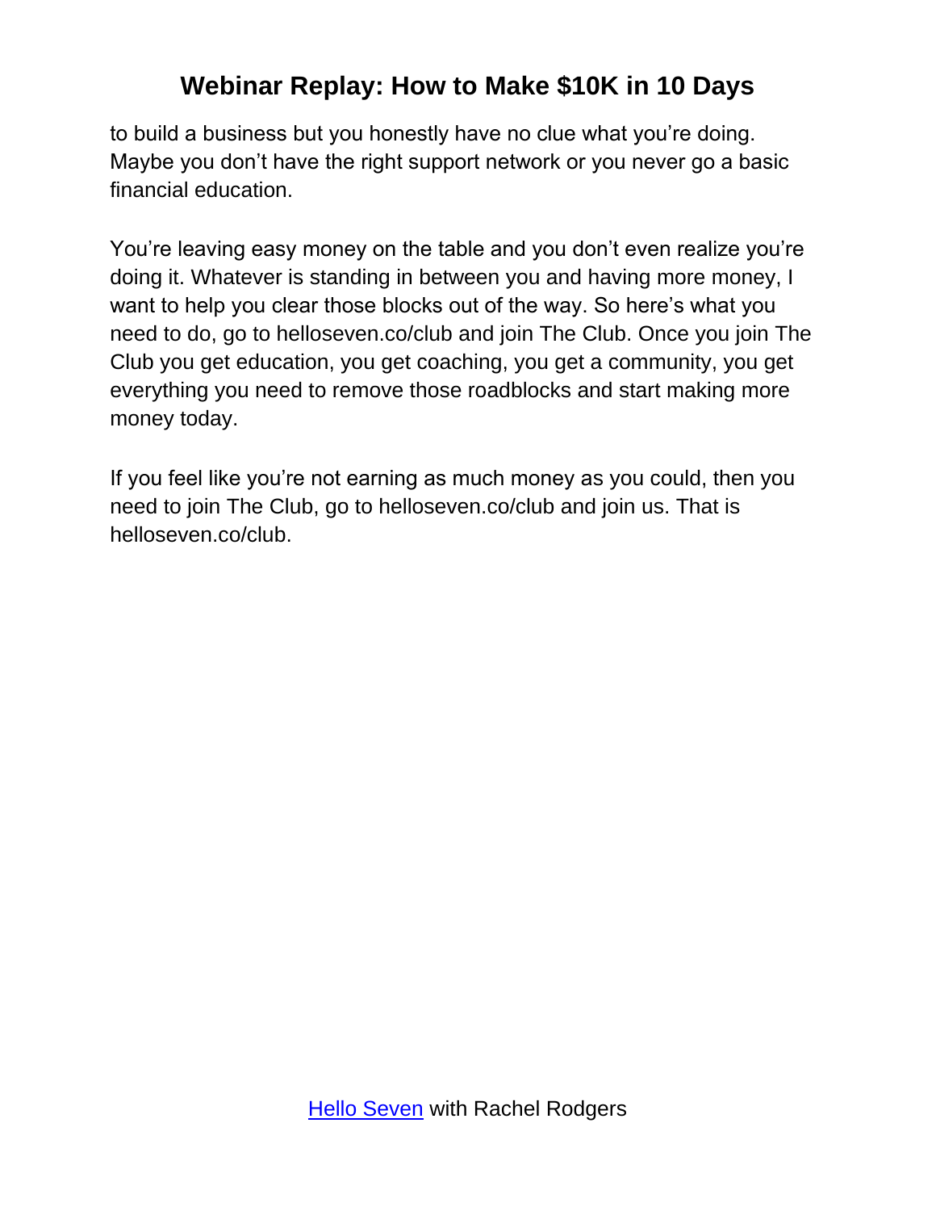to build a business but you honestly have no clue what you're doing. Maybe you don't have the right support network or you never go a basic financial education.

You're leaving easy money on the table and you don't even realize you're doing it. Whatever is standing in between you and having more money, I want to help you clear those blocks out of the way. So here's what you need to do, go to helloseven.co/club and join The Club. Once you join The Club you get education, you get coaching, you get a community, you get everything you need to remove those roadblocks and start making more money today.

If you feel like you're not earning as much money as you could, then you need to join The Club, go to helloseven.co/club and join us. That is helloseven.co/club.